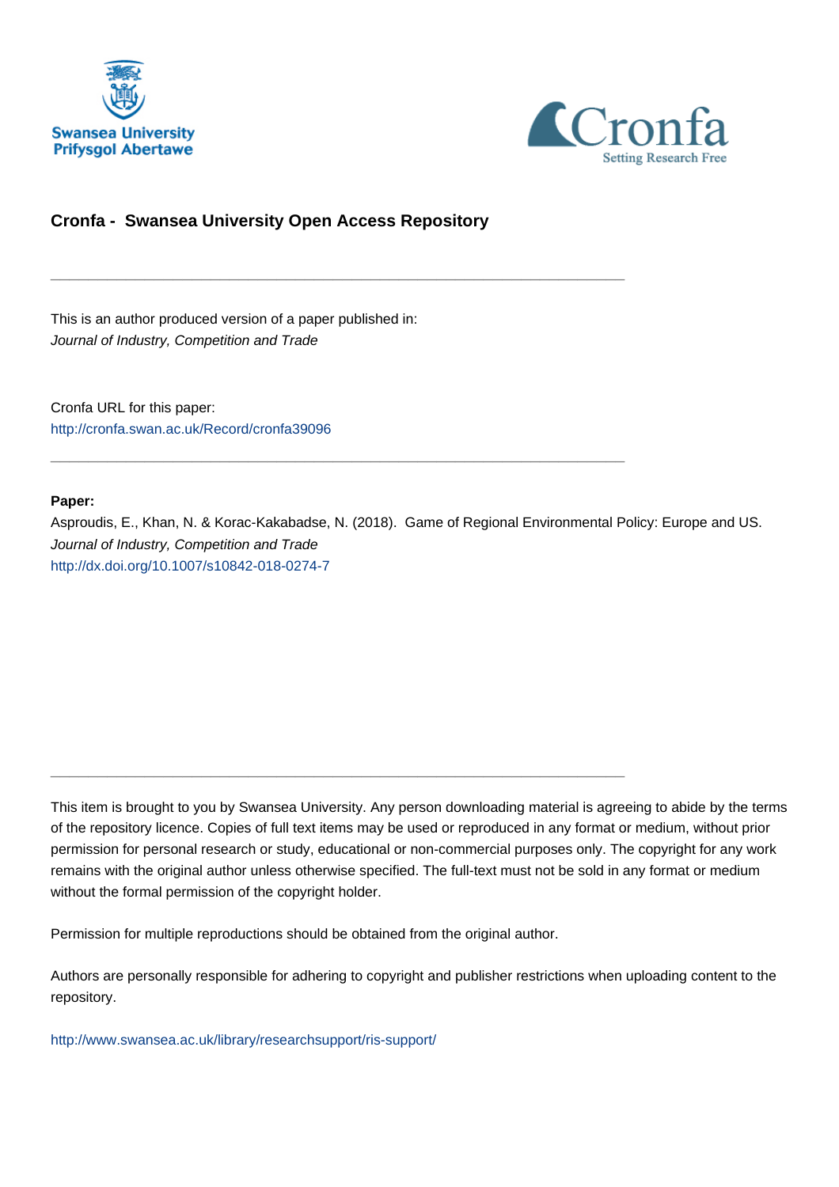Swansea University
Prifysgol Abertawe

Cronfa
Setting Research Free

## Cronfa - Swansea University Open Access Repository

---

This is an author produced version of a paper published in:
*Journal of Industry, Competition and Trade*

Cronfa URL for this paper:
http://cronfa.swan.ac.uk/Record/cronfa39096

---

**Paper:**
Asproudis, E., Khan, N. & Korac-Kakabadse, N. (2018). Game of Regional Environmental Policy: Europe and US.
*Journal of Industry, Competition and Trade*
http://dx.doi.org/10.1007/s10842-018-0274-7

---

This item is brought to you by Swansea University. Any person downloading material is agreeing to abide by the terms of the repository licence. Copies of full text items may be used or reproduced in any format or medium, without prior permission for personal research or study, educational or non-commercial purposes only. The copyright for any work remains with the original author unless otherwise specified. The full-text must not be sold in any format or medium without the formal permission of the copyright holder.

Permission for multiple reproductions should be obtained from the original author.

Authors are personally responsible for adhering to copyright and publisher restrictions when uploading content to the repository.

http://www.swansea.ac.uk/library/researchsupport/ris-support/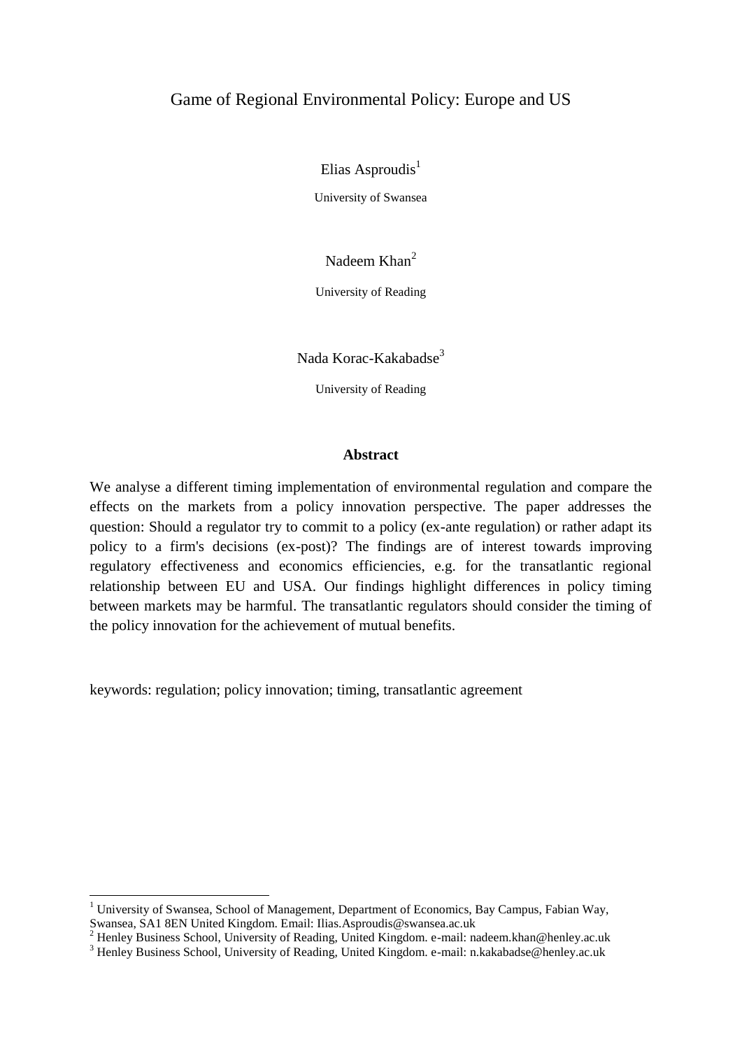# Game of Regional Environmental Policy: Europe and US

Elias Asproudis[1]

University of Swansea

Nadeem Khan[2]

University of Reading

Nada Korac-Kakabadse[3]

University of Reading

**Abstract**

We analyse a different timing implementation of environmental regulation and compare the effects on the markets from a policy innovation perspective. The paper addresses the question: Should a regulator try to commit to a policy (ex-ante regulation) or rather adapt its policy to a firm's decisions (ex-post)? The findings are of interest towards improving regulatory effectiveness and economics efficiencies, e.g. for the transatlantic regional relationship between EU and USA. Our findings highlight differences in policy timing between markets may be harmful. The transatlantic regulators should consider the timing of the policy innovation for the achievement of mutual benefits.

keywords: regulation; policy innovation; timing, transatlantic agreement

[1] University of Swansea, School of Management, Department of Economics, Bay Campus, Fabian Way, Swansea, SA1 8EN United Kingdom. Email: Ilias.Asproudis@swansea.ac.uk

[2] Henley Business School, University of Reading, United Kingdom. e-mail: nadeem.khan@henley.ac.uk

[3] Henley Business School, University of Reading, United Kingdom. e-mail: n.kakabadse@henley.ac.uk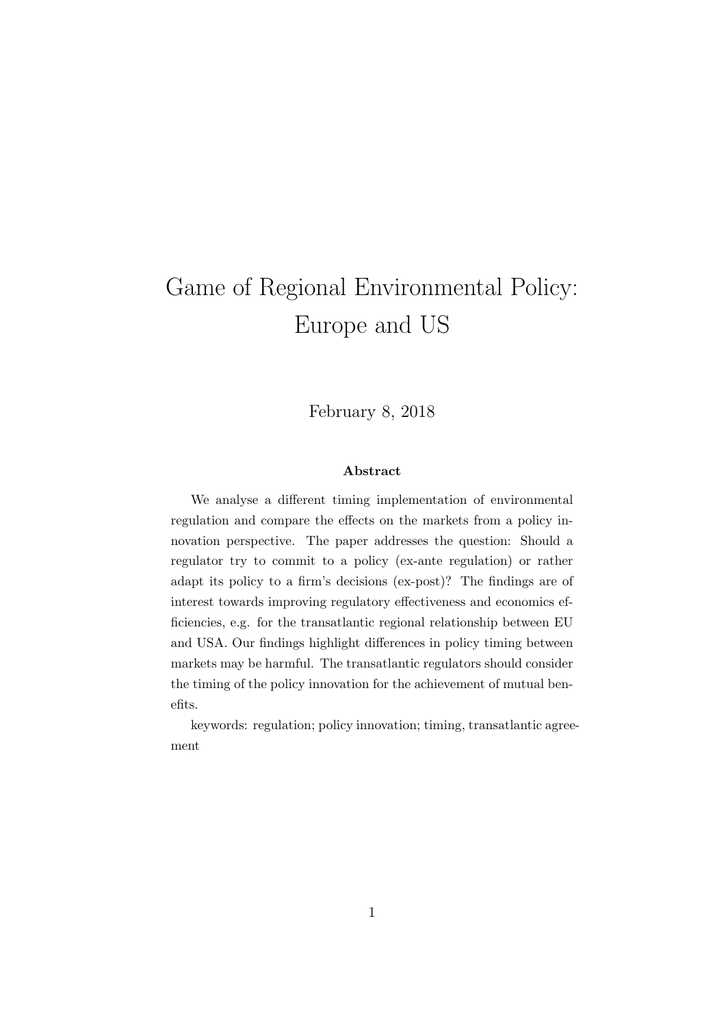# Game of Regional Environmental Policy: Europe and US

February 8, 2018

**Abstract**

We analyse a different timing implementation of environmental regulation and compare the effects on the markets from a policy innovation perspective. The paper addresses the question: Should a regulator try to commit to a policy (ex-ante regulation) or rather adapt its policy to a firm's decisions (ex-post)? The findings are of interest towards improving regulatory effectiveness and economics efficiencies, e.g. for the transatlantic regional relationship between EU and USA. Our findings highlight differences in policy timing between markets may be harmful. The transatlantic regulators should consider the timing of the policy innovation for the achievement of mutual benefits.

keywords: regulation; policy innovation; timing, transatlantic agreement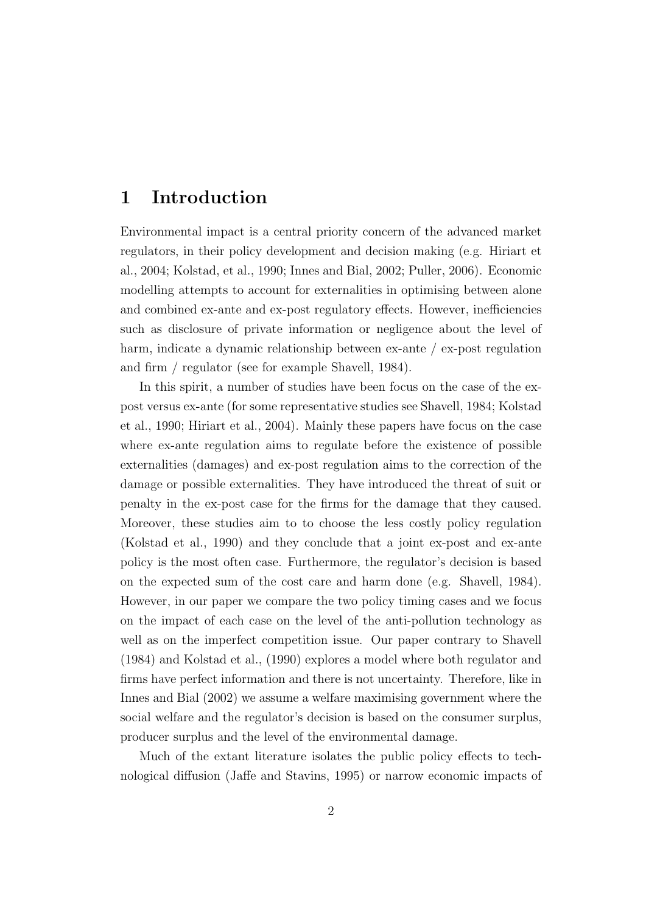# 1 Introduction

Environmental impact is a central priority concern of the advanced market regulators, in their policy development and decision making (e.g. Hiriart et al., 2004; Kolstad, et al., 1990; Innes and Bial, 2002; Puller, 2006). Economic modelling attempts to account for externalities in optimising between alone and combined ex-ante and ex-post regulatory effects. However, inefficiencies such as disclosure of private information or negligence about the level of harm, indicate a dynamic relationship between ex-ante / ex-post regulation and firm / regulator (see for example Shavell, 1984).

In this spirit, a number of studies have been focus on the case of the ex-post versus ex-ante (for some representative studies see Shavell, 1984; Kolstad et al., 1990; Hiriart et al., 2004). Mainly these papers have focus on the case where ex-ante regulation aims to regulate before the existence of possible externalities (damages) and ex-post regulation aims to the correction of the damage or possible externalities. They have introduced the threat of suit or penalty in the ex-post case for the firms for the damage that they caused. Moreover, these studies aim to to choose the less costly policy regulation (Kolstad et al., 1990) and they conclude that a joint ex-post and ex-ante policy is the most often case. Furthermore, the regulator's decision is based on the expected sum of the cost care and harm done (e.g. Shavell, 1984). However, in our paper we compare the two policy timing cases and we focus on the impact of each case on the level of the anti-pollution technology as well as on the imperfect competition issue. Our paper contrary to Shavell (1984) and Kolstad et al., (1990) explores a model where both regulator and firms have perfect information and there is not uncertainty. Therefore, like in Innes and Bial (2002) we assume a welfare maximising government where the social welfare and the regulator's decision is based on the consumer surplus, producer surplus and the level of the environmental damage.

Much of the extant literature isolates the public policy effects to technological diffusion (Jaffe and Stavins, 1995) or narrow economic impacts of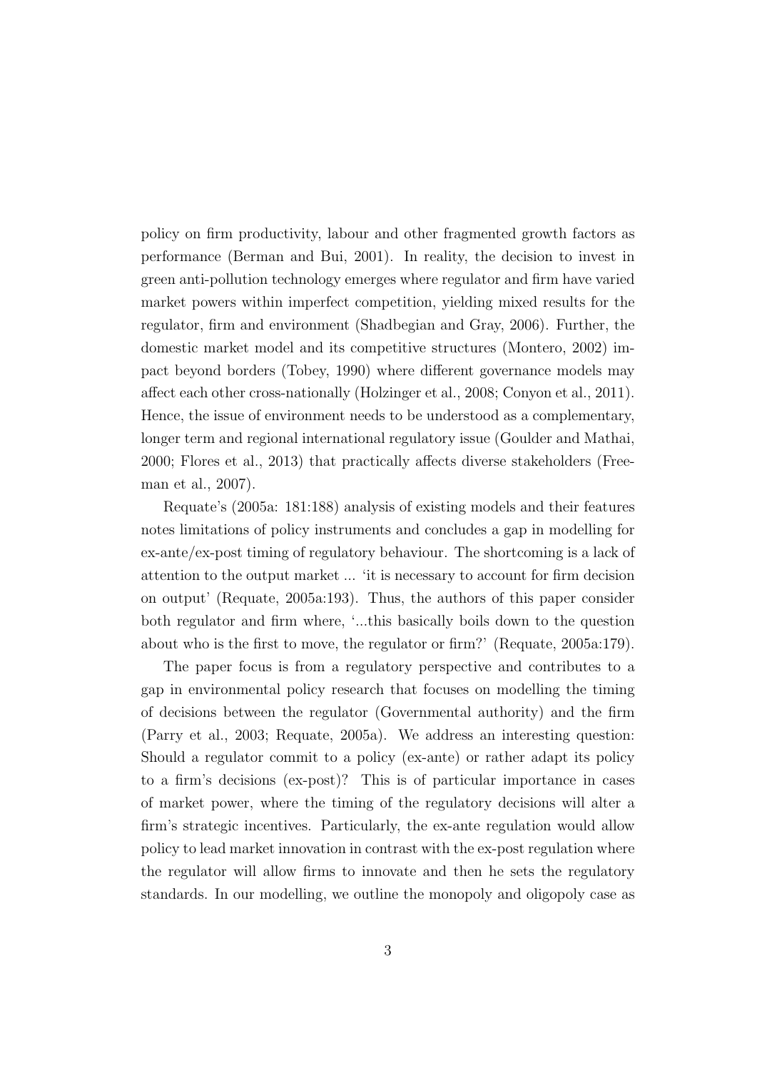policy on firm productivity, labour and other fragmented growth factors as performance (Berman and Bui, 2001). In reality, the decision to invest in green anti-pollution technology emerges where regulator and firm have varied market powers within imperfect competition, yielding mixed results for the regulator, firm and environment (Shadbegian and Gray, 2006). Further, the domestic market model and its competitive structures (Montero, 2002) impact beyond borders (Tobey, 1990) where different governance models may affect each other cross-nationally (Holzinger et al., 2008; Conyon et al., 2011). Hence, the issue of environment needs to be understood as a complementary, longer term and regional international regulatory issue (Goulder and Mathai, 2000; Flores et al., 2013) that practically affects diverse stakeholders (Freeman et al., 2007).

Requate's (2005a: 181:188) analysis of existing models and their features notes limitations of policy instruments and concludes a gap in modelling for ex-ante/ex-post timing of regulatory behaviour. The shortcoming is a lack of attention to the output market ... 'it is necessary to account for firm decision on output' (Requate, 2005a:193). Thus, the authors of this paper consider both regulator and firm where, '...this basically boils down to the question about who is the first to move, the regulator or firm?' (Requate, 2005a:179).

The paper focus is from a regulatory perspective and contributes to a gap in environmental policy research that focuses on modelling the timing of decisions between the regulator (Governmental authority) and the firm (Parry et al., 2003; Requate, 2005a). We address an interesting question: Should a regulator commit to a policy (ex-ante) or rather adapt its policy to a firm's decisions (ex-post)? This is of particular importance in cases of market power, where the timing of the regulatory decisions will alter a firm's strategic incentives. Particularly, the ex-ante regulation would allow policy to lead market innovation in contrast with the ex-post regulation where the regulator will allow firms to innovate and then he sets the regulatory standards. In our modelling, we outline the monopoly and oligopoly case as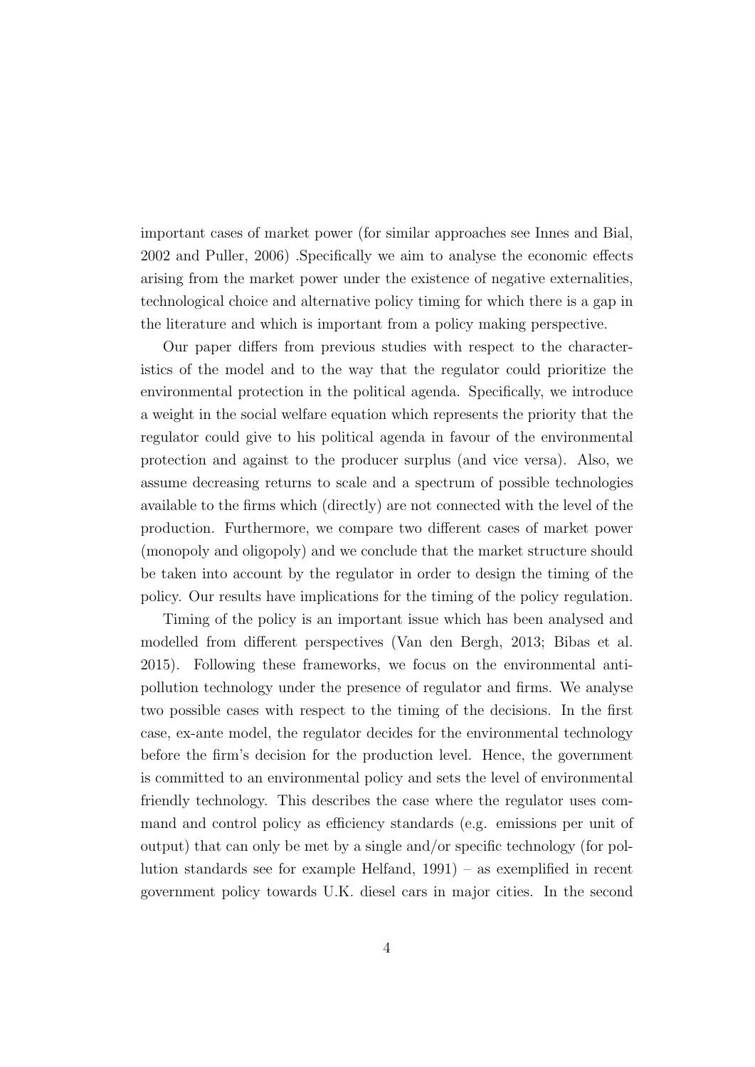important cases of market power (for similar approaches see Innes and Bial, 2002 and Puller, 2006) .Specifically we aim to analyse the economic effects arising from the market power under the existence of negative externalities, technological choice and alternative policy timing for which there is a gap in the literature and which is important from a policy making perspective.

Our paper differs from previous studies with respect to the characteristics of the model and to the way that the regulator could prioritize the environmental protection in the political agenda. Specifically, we introduce a weight in the social welfare equation which represents the priority that the regulator could give to his political agenda in favour of the environmental protection and against to the producer surplus (and vice versa). Also, we assume decreasing returns to scale and a spectrum of possible technologies available to the firms which (directly) are not connected with the level of the production. Furthermore, we compare two different cases of market power (monopoly and oligopoly) and we conclude that the market structure should be taken into account by the regulator in order to design the timing of the policy. Our results have implications for the timing of the policy regulation.

Timing of the policy is an important issue which has been analysed and modelled from different perspectives (Van den Bergh, 2013; Bibas et al. 2015). Following these frameworks, we focus on the environmental anti-pollution technology under the presence of regulator and firms. We analyse two possible cases with respect to the timing of the decisions. In the first case, ex-ante model, the regulator decides for the environmental technology before the firm's decision for the production level. Hence, the government is committed to an environmental policy and sets the level of environmental friendly technology. This describes the case where the regulator uses command and control policy as efficiency standards (e.g. emissions per unit of output) that can only be met by a single and/or specific technology (for pollution standards see for example Helfand, 1991) – as exemplified in recent government policy towards U.K. diesel cars in major cities. In the second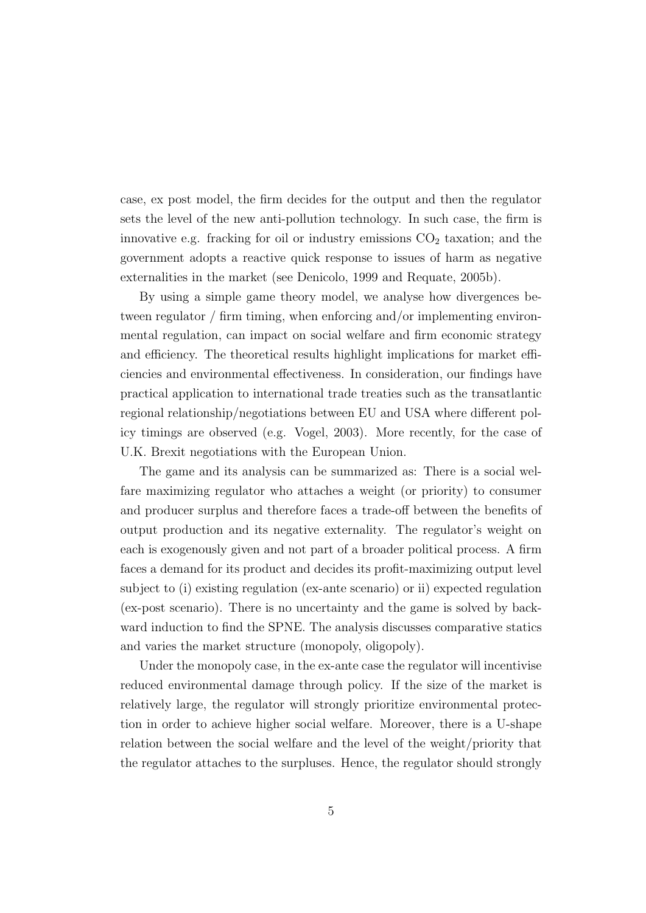case, ex post model, the firm decides for the output and then the regulator sets the level of the new anti-pollution technology. In such case, the firm is innovative e.g. fracking for oil or industry emissions $CO_2$ taxation; and the government adopts a reactive quick response to issues of harm as negative externalities in the market (see Denicolo, 1999 and Requate, 2005b).

By using a simple game theory model, we analyse how divergences between regulator / firm timing, when enforcing and/or implementing environmental regulation, can impact on social welfare and firm economic strategy and efficiency. The theoretical results highlight implications for market efficiencies and environmental effectiveness. In consideration, our findings have practical application to international trade treaties such as the transatlantic regional relationship/negotiations between EU and USA where different policy timings are observed (e.g. Vogel, 2003). More recently, for the case of U.K. Brexit negotiations with the European Union.

The game and its analysis can be summarized as: There is a social welfare maximizing regulator who attaches a weight (or priority) to consumer and producer surplus and therefore faces a trade-off between the benefits of output production and its negative externality. The regulator's weight on each is exogenously given and not part of a broader political process. A firm faces a demand for its product and decides its profit-maximizing output level subject to (i) existing regulation (ex-ante scenario) or ii) expected regulation (ex-post scenario). There is no uncertainty and the game is solved by backward induction to find the SPNE. The analysis discusses comparative statics and varies the market structure (monopoly, oligopoly).

Under the monopoly case, in the ex-ante case the regulator will incentivise reduced environmental damage through policy. If the size of the market is relatively large, the regulator will strongly prioritize environmental protection in order to achieve higher social welfare. Moreover, there is a U-shape relation between the social welfare and the level of the weight/priority that the regulator attaches to the surpluses. Hence, the regulator should strongly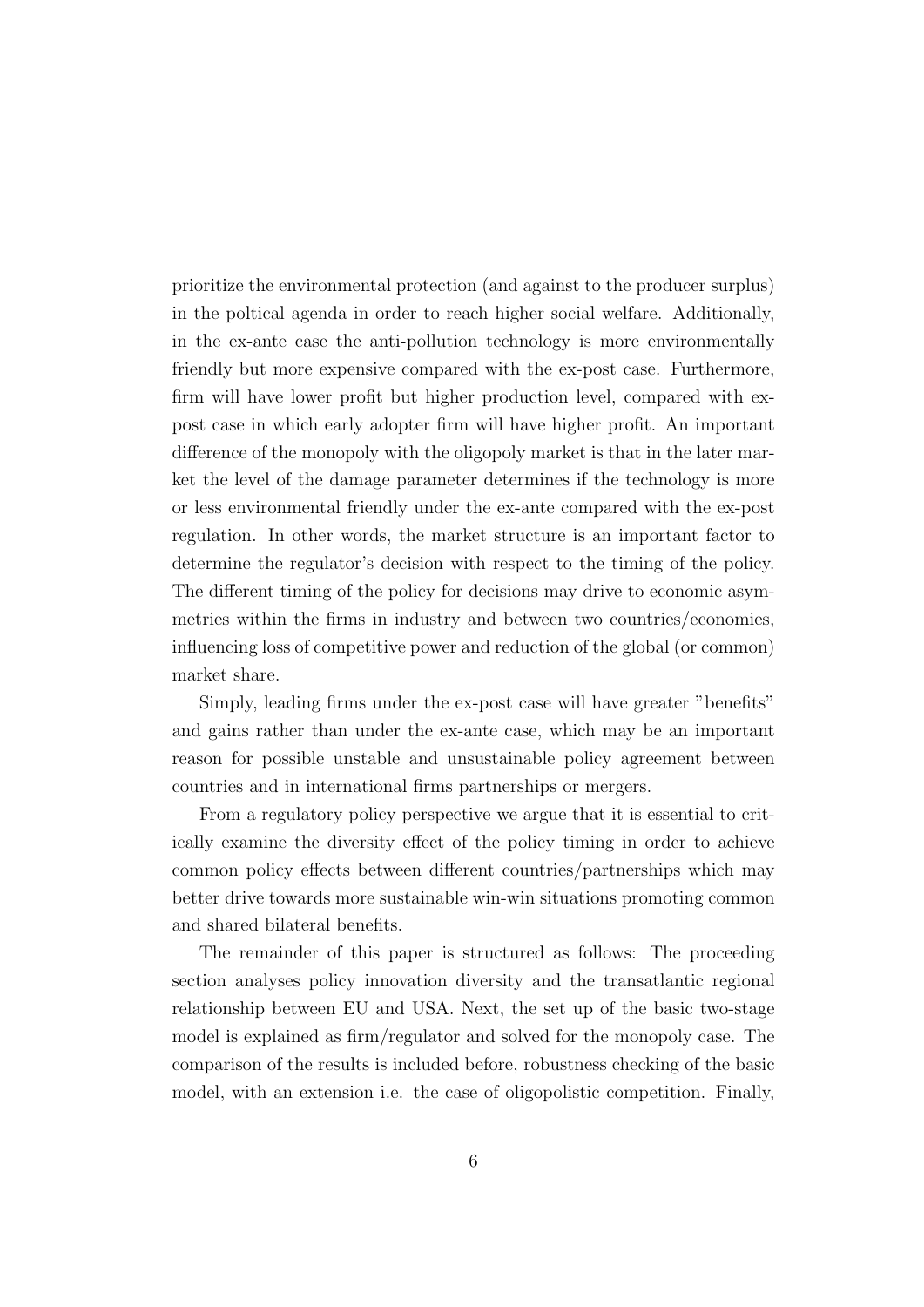prioritize the environmental protection (and against to the producer surplus) in the poltical agenda in order to reach higher social welfare. Additionally, in the ex-ante case the anti-pollution technology is more environmentally friendly but more expensive compared with the ex-post case. Furthermore, firm will have lower profit but higher production level, compared with ex-post case in which early adopter firm will have higher profit. An important difference of the monopoly with the oligopoly market is that in the later market the level of the damage parameter determines if the technology is more or less environmental friendly under the ex-ante compared with the ex-post regulation. In other words, the market structure is an important factor to determine the regulator's decision with respect to the timing of the policy. The different timing of the policy for decisions may drive to economic asymmetries within the firms in industry and between two countries/economies, influencing loss of competitive power and reduction of the global (or common) market share.

Simply, leading firms under the ex-post case will have greater "benefits" and gains rather than under the ex-ante case, which may be an important reason for possible unstable and unsustainable policy agreement between countries and in international firms partnerships or mergers.

From a regulatory policy perspective we argue that it is essential to critically examine the diversity effect of the policy timing in order to achieve common policy effects between different countries/partnerships which may better drive towards more sustainable win-win situations promoting common and shared bilateral benefits.

The remainder of this paper is structured as follows: The proceeding section analyses policy innovation diversity and the transatlantic regional relationship between EU and USA. Next, the set up of the basic two-stage model is explained as firm/regulator and solved for the monopoly case. The comparison of the results is included before, robustness checking of the basic model, with an extension i.e. the case of oligopolistic competition. Finally,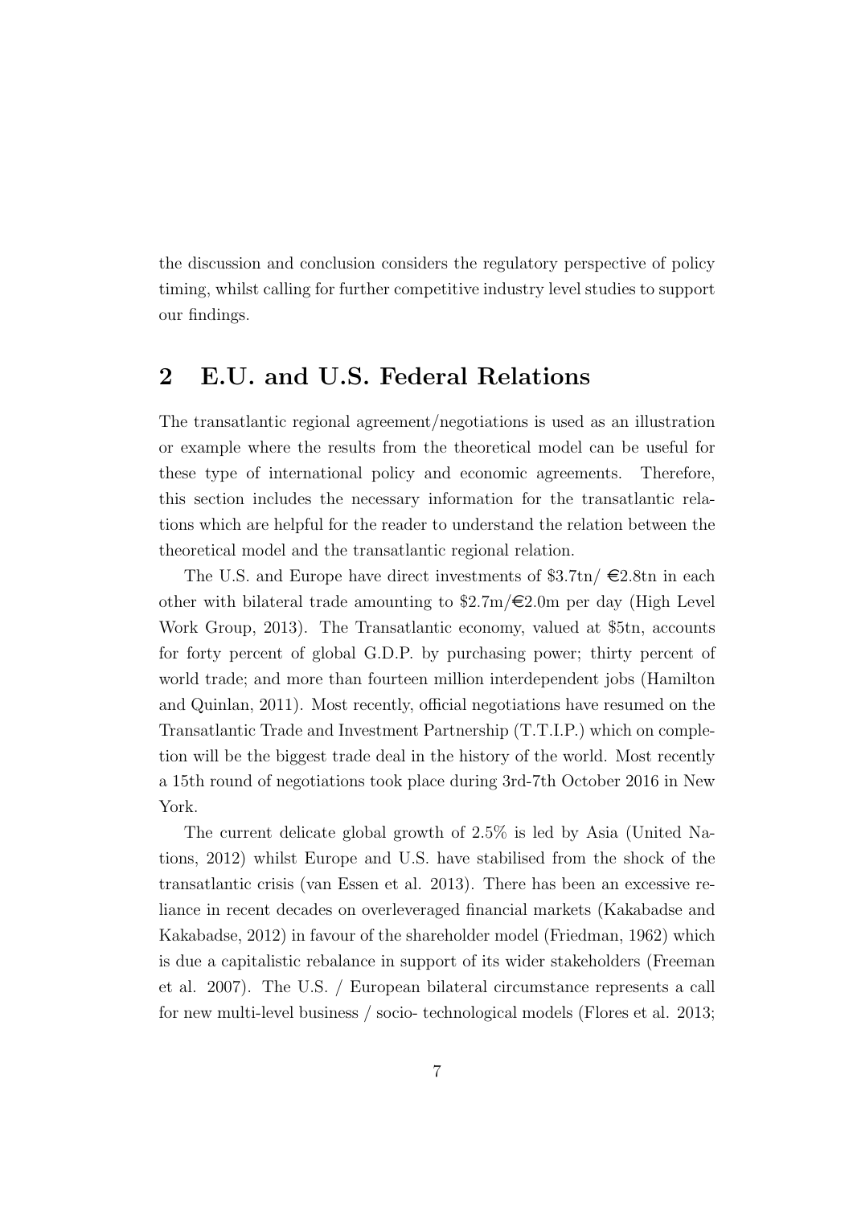the discussion and conclusion considers the regulatory perspective of policy timing, whilst calling for further competitive industry level studies to support our findings.

## 2 E.U. and U.S. Federal Relations

The transatlantic regional agreement/negotiations is used as an illustration or example where the results from the theoretical model can be useful for these type of international policy and economic agreements. Therefore, this section includes the necessary information for the transatlantic relations which are helpful for the reader to understand the relation between the theoretical model and the transatlantic regional relation.

The U.S. and Europe have direct investments of \$3.7tn/ €2.8tn in each other with bilateral trade amounting to \$2.7m/€2.0m per day (High Level Work Group, 2013). The Transatlantic economy, valued at \$5tn, accounts for forty percent of global G.D.P. by purchasing power; thirty percent of world trade; and more than fourteen million interdependent jobs (Hamilton and Quinlan, 2011). Most recently, official negotiations have resumed on the Transatlantic Trade and Investment Partnership (T.T.I.P.) which on completion will be the biggest trade deal in the history of the world. Most recently a 15th round of negotiations took place during 3rd-7th October 2016 in New York.

The current delicate global growth of 2.5% is led by Asia (United Nations, 2012) whilst Europe and U.S. have stabilised from the shock of the transatlantic crisis (van Essen et al. 2013). There has been an excessive reliance in recent decades on overleveraged financial markets (Kakabadse and Kakabadse, 2012) in favour of the shareholder model (Friedman, 1962) which is due a capitalistic rebalance in support of its wider stakeholders (Freeman et al. 2007). The U.S. / European bilateral circumstance represents a call for new multi-level business / socio- technological models (Flores et al. 2013;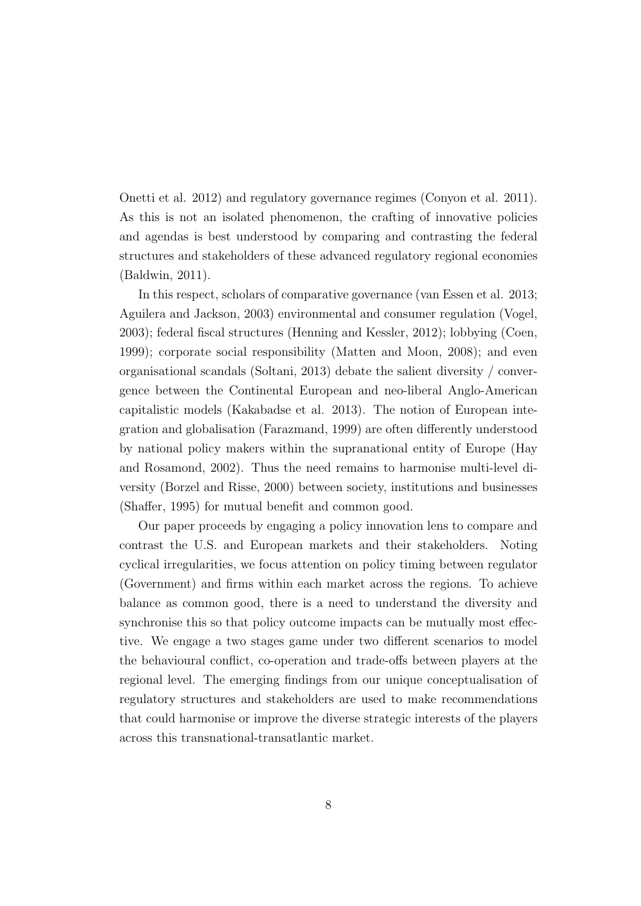Onetti et al. 2012) and regulatory governance regimes (Conyon et al. 2011). As this is not an isolated phenomenon, the crafting of innovative policies and agendas is best understood by comparing and contrasting the federal structures and stakeholders of these advanced regulatory regional economies (Baldwin, 2011).

In this respect, scholars of comparative governance (van Essen et al. 2013; Aguilera and Jackson, 2003) environmental and consumer regulation (Vogel, 2003); federal fiscal structures (Henning and Kessler, 2012); lobbying (Coen, 1999); corporate social responsibility (Matten and Moon, 2008); and even organisational scandals (Soltani, 2013) debate the salient diversity / convergence between the Continental European and neo-liberal Anglo-American capitalistic models (Kakabadse et al. 2013). The notion of European integration and globalisation (Farazmand, 1999) are often differently understood by national policy makers within the supranational entity of Europe (Hay and Rosamond, 2002). Thus the need remains to harmonise multi-level diversity (Borzel and Risse, 2000) between society, institutions and businesses (Shaffer, 1995) for mutual benefit and common good.

Our paper proceeds by engaging a policy innovation lens to compare and contrast the U.S. and European markets and their stakeholders. Noting cyclical irregularities, we focus attention on policy timing between regulator (Government) and firms within each market across the regions. To achieve balance as common good, there is a need to understand the diversity and synchronise this so that policy outcome impacts can be mutually most effective. We engage a two stages game under two different scenarios to model the behavioural conflict, co-operation and trade-offs between players at the regional level. The emerging findings from our unique conceptualisation of regulatory structures and stakeholders are used to make recommendations that could harmonise or improve the diverse strategic interests of the players across this transnational-transatlantic market.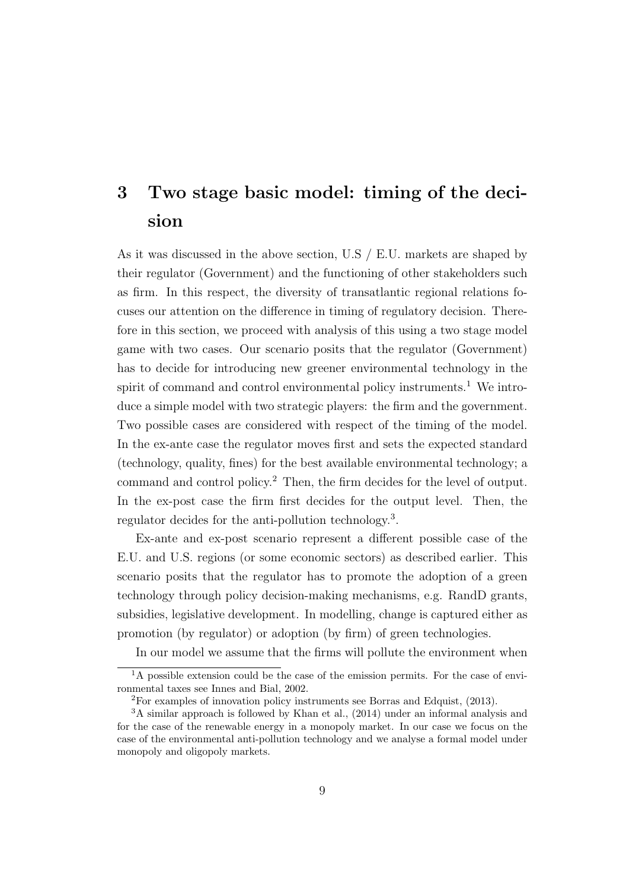# 3 Two stage basic model: timing of the decision

As it was discussed in the above section, U.S / E.U. markets are shaped by their regulator (Government) and the functioning of other stakeholders such as firm. In this respect, the diversity of transatlantic regional relations focuses our attention on the difference in timing of regulatory decision. Therefore in this section, we proceed with analysis of this using a two stage model game with two cases. Our scenario posits that the regulator (Government) has to decide for introducing new greener environmental technology in the spirit of command and control environmental policy instruments.[1] We introduce a simple model with two strategic players: the firm and the government. Two possible cases are considered with respect of the timing of the model. In the ex-ante case the regulator moves first and sets the expected standard (technology, quality, fines) for the best available environmental technology; a command and control policy.[2] Then, the firm decides for the level of output. In the ex-post case the firm first decides for the output level. Then, the regulator decides for the anti-pollution technology.[3].

Ex-ante and ex-post scenario represent a different possible case of the E.U. and U.S. regions (or some economic sectors) as described earlier. This scenario posits that the regulator has to promote the adoption of a green technology through policy decision-making mechanisms, e.g. RandD grants, subsidies, legislative development. In modelling, change is captured either as promotion (by regulator) or adoption (by firm) of green technologies.

In our model we assume that the firms will pollute the environment when

[1] A possible extension could be the case of the emission permits. For the case of environmental taxes see Innes and Bial, 2002.

[2] For examples of innovation policy instruments see Borras and Edquist, (2013).

[3] A similar approach is followed by Khan et al., (2014) under an informal analysis and for the case of the renewable energy in a monopoly market. In our case we focus on the case of the environmental anti-pollution technology and we analyse a formal model under monopoly and oligopoly markets.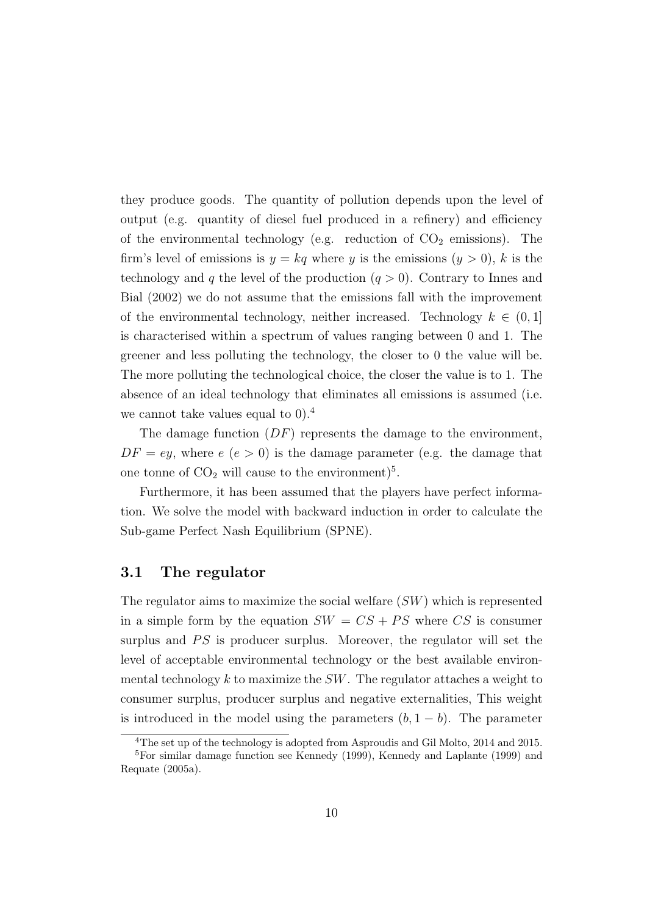they produce goods. The quantity of pollution depends upon the level of output (e.g. quantity of diesel fuel produced in a refinery) and efficiency of the environmental technology (e.g. reduction of $CO_2$ emissions). The firm's level of emissions is $y = kq$ where $y$ is the emissions ($y > 0$), $k$ is the technology and $q$ the level of the production ($q > 0$). Contrary to Innes and Bial (2002) we do not assume that the emissions fall with the improvement of the environmental technology, neither increased. Technology $k \in (0, 1]$ is characterised within a spectrum of values ranging between 0 and 1. The greener and less polluting the technology, the closer to 0 the value will be. The more polluting the technological choice, the closer the value is to 1. The absence of an ideal technology that eliminates all emissions is assumed (i.e. we cannot take values equal to 0).[4]

The damage function ($DF$) represents the damage to the environment, $DF = ey$, where $e$ ($e > 0$) is the damage parameter (e.g. the damage that one tonne of $CO_2$ will cause to the environment)[5].

Furthermore, it has been assumed that the players have perfect information. We solve the model with backward induction in order to calculate the Sub-game Perfect Nash Equilibrium (SPNE).

## 3.1 The regulator

The regulator aims to maximize the social welfare ($SW$) which is represented in a simple form by the equation $SW = CS + PS$ where $CS$ is consumer surplus and $PS$ is producer surplus. Moreover, the regulator will set the level of acceptable environmental technology or the best available environmental technology $k$ to maximize the $SW$. The regulator attaches a weight to consumer surplus, producer surplus and negative externalities, This weight is introduced in the model using the parameters $(b, 1 - b)$. The parameter

[4]The set up of the technology is adopted from Asproudis and Gil Molto, 2014 and 2015.

[5]For similar damage function see Kennedy (1999), Kennedy and Laplante (1999) and Requate (2005a).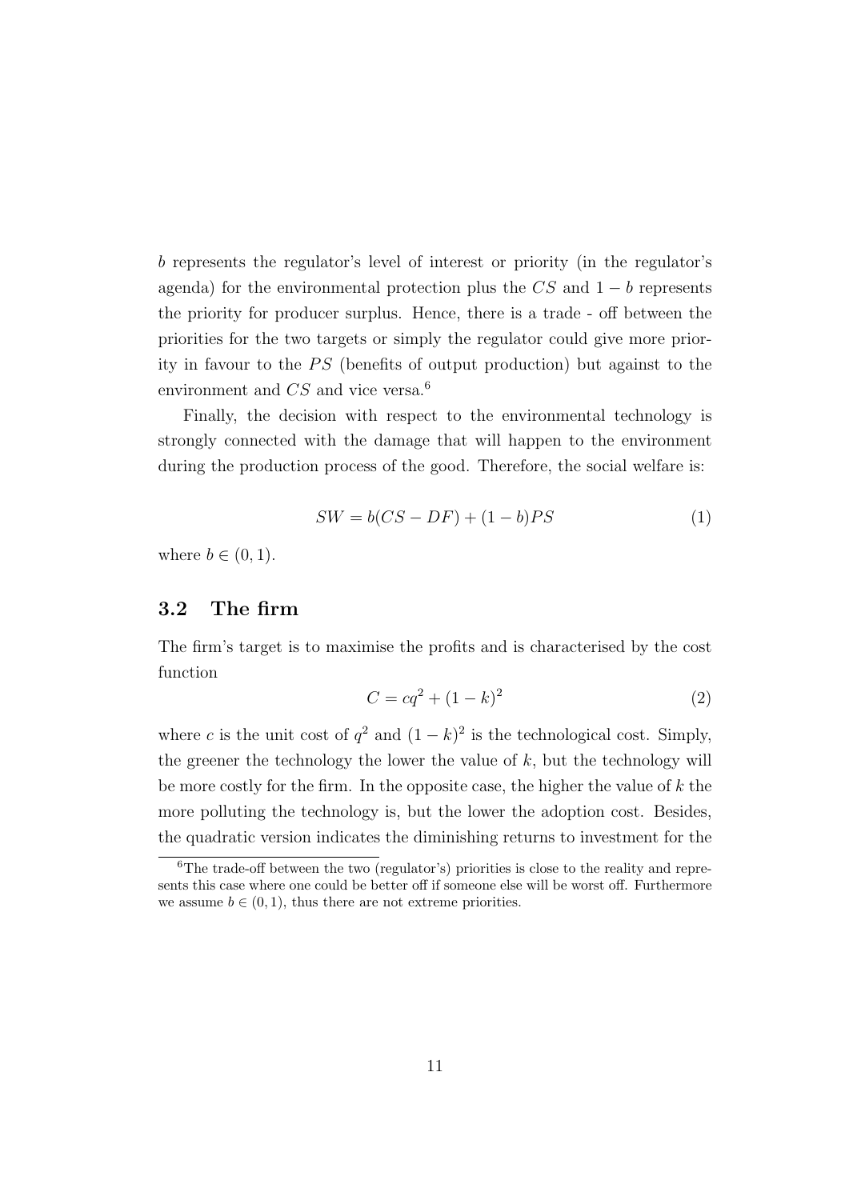$b$ represents the regulator's level of interest or priority (in the regulator's agenda) for the environmental protection plus the $CS$ and $1 - b$ represents the priority for producer surplus. Hence, there is a trade - off between the priorities for the two targets or simply the regulator could give more priority in favour to the $PS$ (benefits of output production) but against to the environment and $CS$ and vice versa.[6]

Finally, the decision with respect to the environmental technology is strongly connected with the damage that will happen to the environment during the production process of the good. Therefore, the social welfare is:

$$SW = b(CS - DF) + (1 - b)PS \tag{1}$$

where $b \in (0, 1)$.

## 3.2 The firm

The firm's target is to maximise the profits and is characterised by the cost function

$$C = cq^2 + (1 - k)^2 \tag{2}$$

where $c$ is the unit cost of $q^2$ and $(1 - k)^2$ is the technological cost. Simply, the greener the technology the lower the value of $k$, but the technology will be more costly for the firm. In the opposite case, the higher the value of $k$ the more polluting the technology is, but the lower the adoption cost. Besides, the quadratic version indicates the diminishing returns to investment for the

[6] The trade-off between the two (regulator's) priorities is close to the reality and represents this case where one could be better off if someone else will be worst off. Furthermore we assume $b \in (0, 1)$, thus there are not extreme priorities.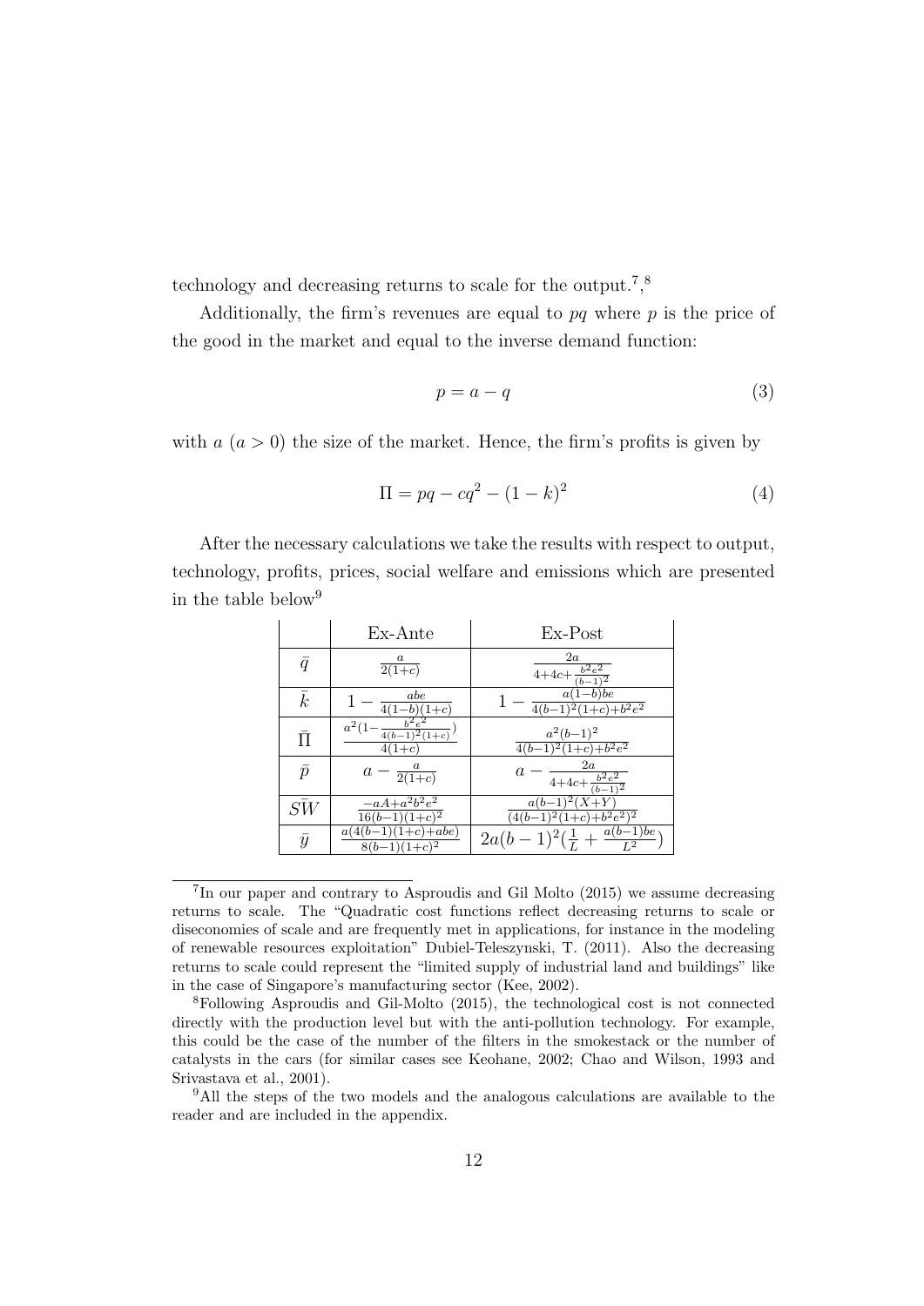technology and decreasing returns to scale for the output.[7],[8]

Additionally, the firm's revenues are equal to $pq$ where $p$ is the price of the good in the market and equal to the inverse demand function:

$$p = a - q \tag{3}$$

with $a$ ($a > 0$) the size of the market. Hence, the firm's profits is given by

$$\Pi = pq - cq^2 - (1-k)^2 \tag{4}$$

After the necessary calculations we take the results with respect to output, technology, profits, prices, social welfare and emissions which are presented in the table below[9]

| | Ex-Ante | Ex-Post |
|---|---|---|
| $\bar{q}$ | $\frac{a}{2(1+c)}$ | $\frac{2a}{4+4c+\frac{b^2e^2}{(b-1)^2}}$ |
| $\bar{k}$ | $1-\frac{abe}{4(1-b)(1+c)}$ | $1-\frac{a(1-b)be}{4(b-1)^2(1+c)+b^2e^2}$ |
| $\bar{\Pi}$ | $\frac{a^2(1-\frac{b^2e^2}{4(b-1)^2(1+c)})}{4(1+c)}$ | $\frac{a^2(b-1)^2}{4(b-1)^2(1+c)+b^2e^2}$ |
| $\bar{p}$ | $a-\frac{a}{2(1+c)}$ | $a-\frac{2a}{4+4c+\frac{b^2e^2}{(b-1)^2}}$ |
| $\bar{SW}$ | $\frac{-aA+a^2b^2e^2}{16(b-1)(1+c)^2}$ | $\frac{a(b-1)^2(X+Y)}{(4(b-1)^2(1+c)+b^2e^2)^2}$ |
| $\bar{y}$ | $\frac{a(4(b-1)(1+c)+abe)}{8(b-1)(1+c)^2}$ | $2a(b-1)^2(\frac{1}{L}+\frac{a(b-1)be}{L^2})$ |

[7]In our paper and contrary to Asproudis and Gil Molto (2015) we assume decreasing returns to scale. The "Quadratic cost functions reflect decreasing returns to scale or diseconomies of scale and are frequently met in applications, for instance in the modeling of renewable resources exploitation" Dubiel-Teleszynski, T. (2011). Also the decreasing returns to scale could represent the "limited supply of industrial land and buildings" like in the case of Singapore's manufacturing sector (Kee, 2002).

[8]Following Asproudis and Gil-Molto (2015), the technological cost is not connected directly with the production level but with the anti-pollution technology. For example, this could be the case of the number of the filters in the smokestack or the number of catalysts in the cars (for similar cases see Keohane, 2002; Chao and Wilson, 1993 and Srivastava et al., 2001).

[9]All the steps of the two models and the analogous calculations are available to the reader and are included in the appendix.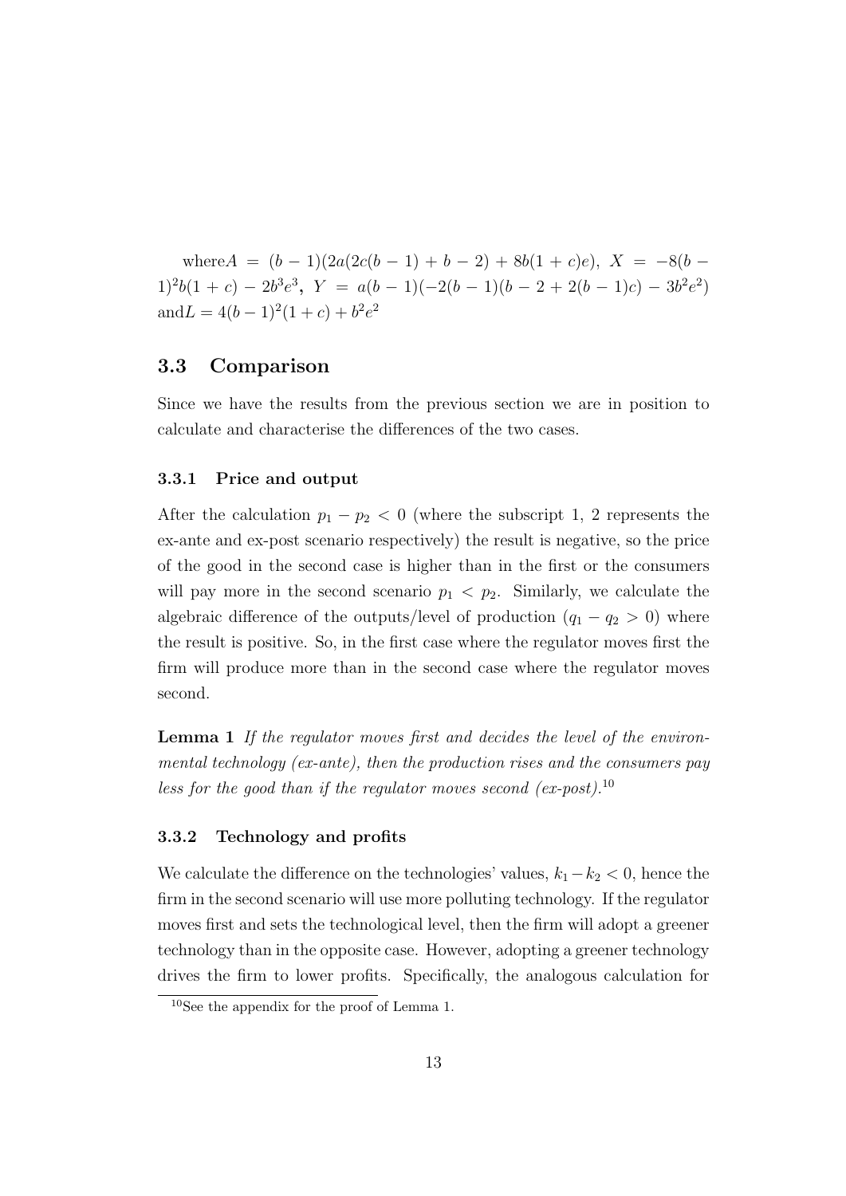where $A = (b-1)(2a(2c(b-1)+b-2)+8b(1+c)e)$, $X = -8(b-1)^2b(1+c)-2b^3e^3$, $Y = a(b-1)(-2(b-1)(b-2+2(b-1)c)-3b^2e^2)$ and $L = 4(b-1)^2(1+c)+b^2e^2$

## 3.3 Comparison

Since we have the results from the previous section we are in position to calculate and characterise the differences of the two cases.

### 3.3.1 Price and output

After the calculation $p_1 - p_2 < 0$ (where the subscript 1, 2 represents the ex-ante and ex-post scenario respectively) the result is negative, so the price of the good in the second case is higher than in the first or the consumers will pay more in the second scenario $p_1 < p_2$. Similarly, we calculate the algebraic difference of the outputs/level of production ($q_1 - q_2 > 0$) where the result is positive. So, in the first case where the regulator moves first the firm will produce more than in the second case where the regulator moves second.

**Lemma 1** *If the regulator moves first and decides the level of the environmental technology (ex-ante), then the production rises and the consumers pay less for the good than if the regulator moves second (ex-post).*[10]

### 3.3.2 Technology and profits

We calculate the difference on the technologies' values, $k_1 - k_2 < 0$, hence the firm in the second scenario will use more polluting technology. If the regulator moves first and sets the technological level, then the firm will adopt a greener technology than in the opposite case. However, adopting a greener technology drives the firm to lower profits. Specifically, the analogous calculation for

[10]See the appendix for the proof of Lemma 1.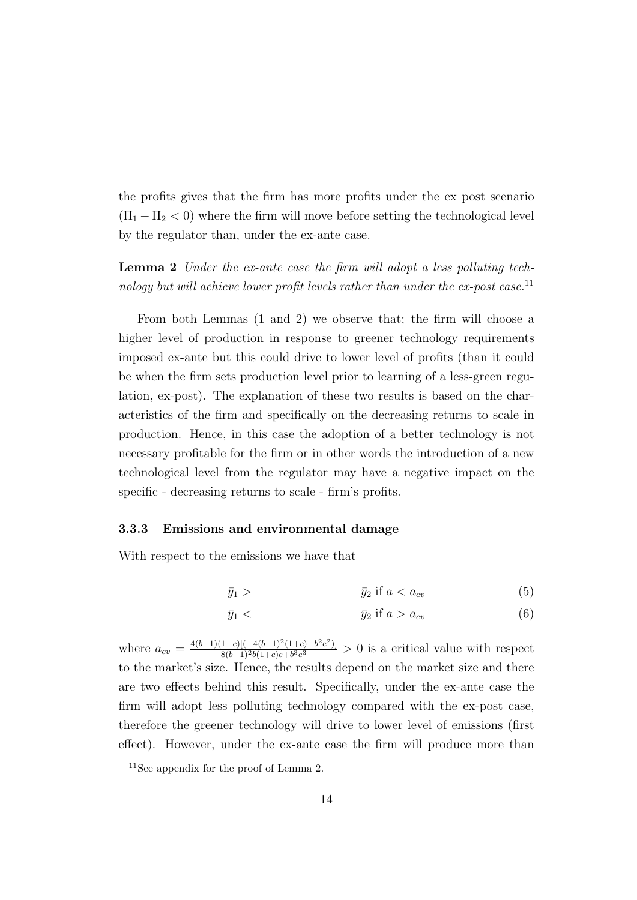the profits gives that the firm has more profits under the ex post scenario ($\Pi_1 - \Pi_2 < 0$) where the firm will move before setting the technological level by the regulator than, under the ex-ante case.

**Lemma 2** *Under the ex-ante case the firm will adopt a less polluting technology but will achieve lower profit levels rather than under the ex-post case.*[11]

From both Lemmas (1 and 2) we observe that; the firm will choose a higher level of production in response to greener technology requirements imposed ex-ante but this could drive to lower level of profits (than it could be when the firm sets production level prior to learning of a less-green regulation, ex-post). The explanation of these two results is based on the characteristics of the firm and specifically on the decreasing returns to scale in production. Hence, in this case the adoption of a better technology is not necessary profitable for the firm or in other words the introduction of a new technological level from the regulator may have a negative impact on the specific - decreasing returns to scale - firm's profits.

### 3.3.3 Emissions and environmental damage

With respect to the emissions we have that

$$\bar{y}_1 > \bar{y}_2 \text{ if } a < a_{cv} \tag{5}$$

$$\bar{y}_1 < \bar{y}_2 \text{ if } a > a_{cv} \tag{6}$$

where $a_{cv} = \frac{4(b-1)(1+c)[(-4(b-1)^2(1+c)-b^2e^2)]}{8(b-1)^2b(1+c)e+b^3e^3} > 0$ is a critical value with respect to the market's size. Hence, the results depend on the market size and there are two effects behind this result. Specifically, under the ex-ante case the firm will adopt less polluting technology compared with the ex-post case, therefore the greener technology will drive to lower level of emissions (first effect). However, under the ex-ante case the firm will produce more than

[11] See appendix for the proof of Lemma 2.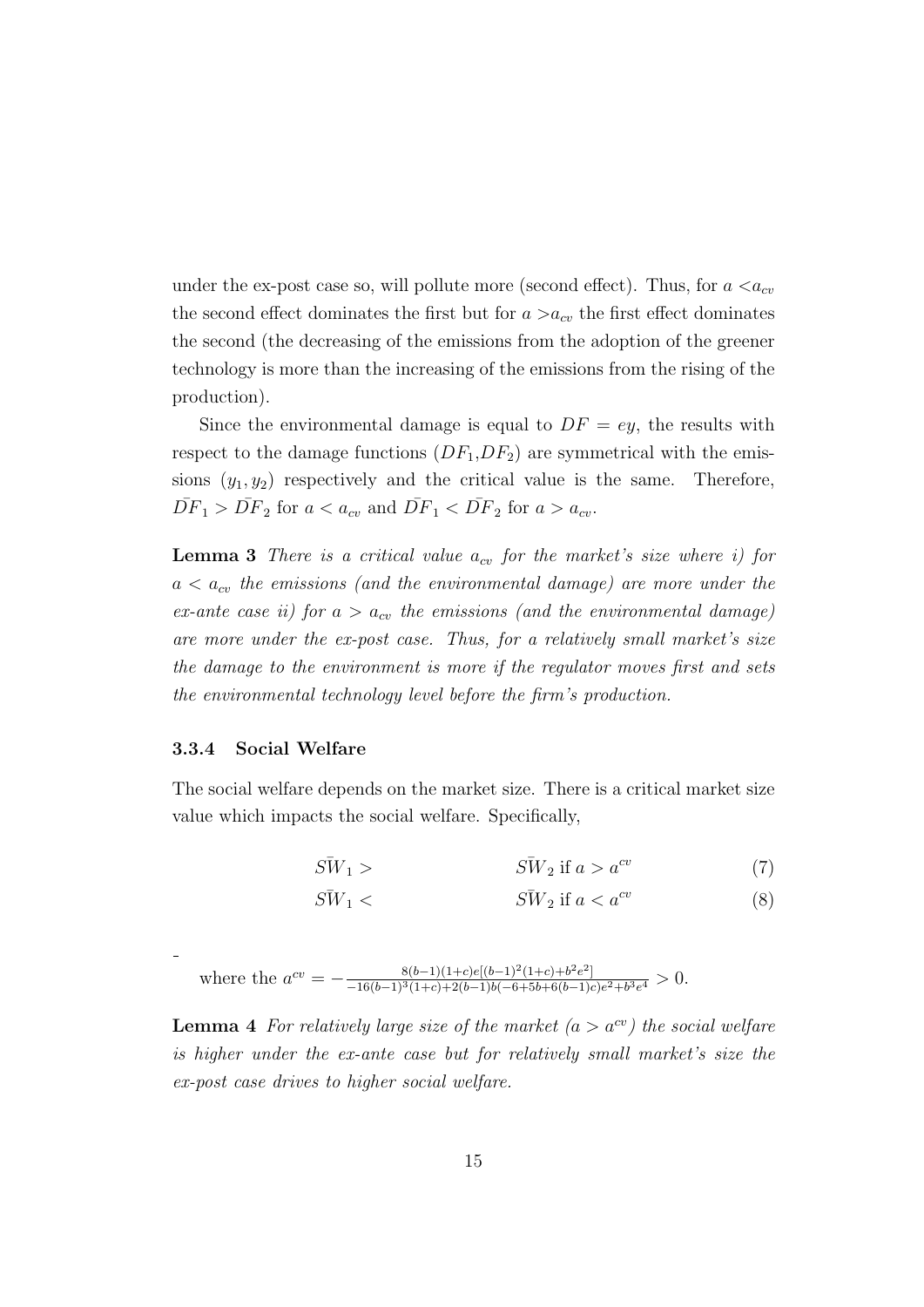under the ex-post case so, will pollute more (second effect). Thus, for $a < a_{cv}$ the second effect dominates the first but for $a > a_{cv}$ the first effect dominates the second (the decreasing of the emissions from the adoption of the greener technology is more than the increasing of the emissions from the rising of the production).

Since the environmental damage is equal to $DF = ey$, the results with respect to the damage functions ($DF_1$,$DF_2$) are symmetrical with the emissions $(y_1, y_2)$ respectively and the critical value is the same. Therefore, $\bar{DF}_1 > \bar{DF}_2$ for $a < a_{cv}$ and $\bar{DF}_1 < \bar{DF}_2$ for $a > a_{cv}$.

**Lemma 3** *There is a critical value $a_{cv}$ for the market's size where i) for $a < a_{cv}$ the emissions (and the environmental damage) are more under the ex-ante case ii) for $a > a_{cv}$ the emissions (and the environmental damage) are more under the ex-post case. Thus, for a relatively small market's size the damage to the environment is more if the regulator moves first and sets the environmental technology level before the firm's production.*

#### 3.3.4 Social Welfare

The social welfare depends on the market size. There is a critical market size value which impacts the social welfare. Specifically,

$$\bar{SW}_1 > \qquad \bar{SW}_2 \text{ if } a > a^{cv} \tag{7}$$

$$\bar{SW}_1 < \qquad \bar{SW}_2 \text{ if } a < a^{cv} \tag{8}$$

-

where the $a^{cv} = -\frac{8(b-1)(1+c)e[(b-1)^2(1+c)+b^2e^2]}{-16(b-1)^3(1+c)+2(b-1)b(-6+5b+6(b-1)c)e^2+b^3e^4} > 0.$

**Lemma 4** *For relatively large size of the market ($a > a^{cv}$) the social welfare is higher under the ex-ante case but for relatively small market's size the ex-post case drives to higher social welfare.*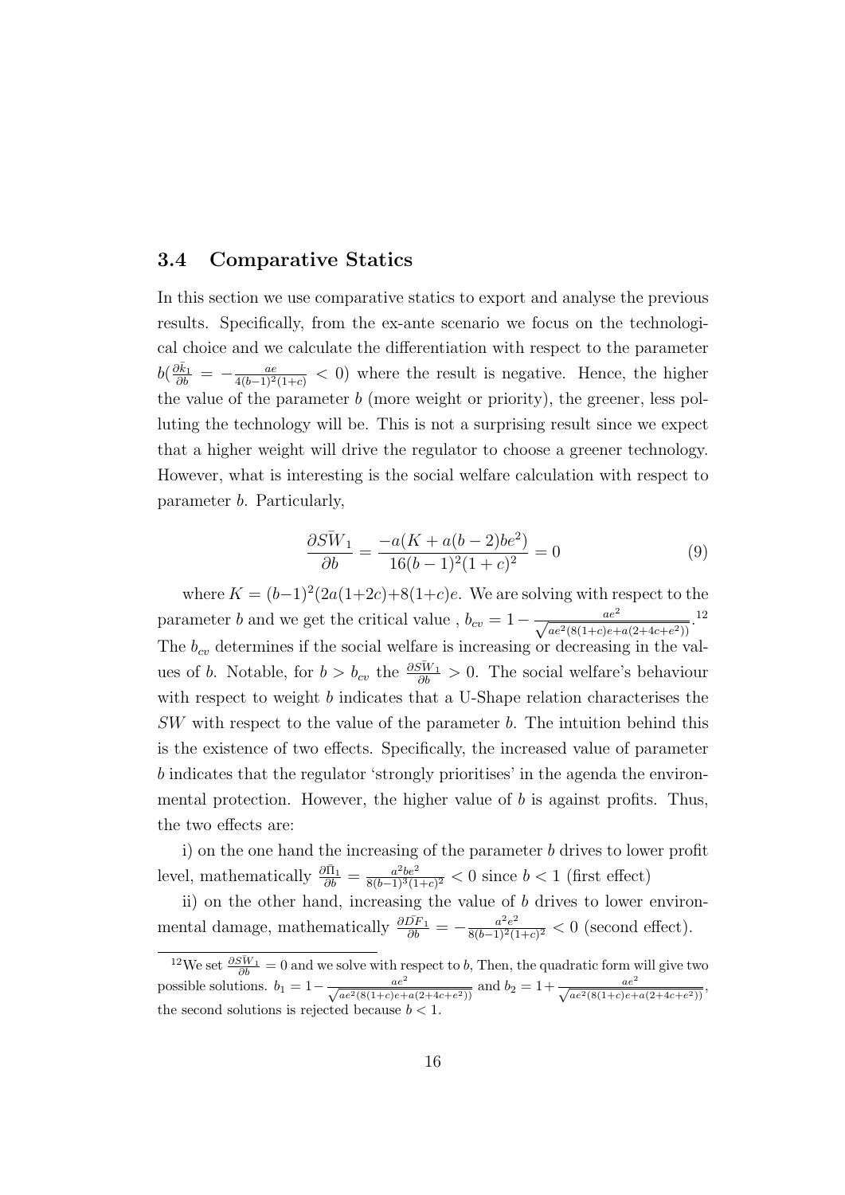### 3.4 Comparative Statics

In this section we use comparative statics to export and analyse the previous results. Specifically, from the ex-ante scenario we focus on the technological choice and we calculate the differentiation with respect to the parameter $b(\frac{\partial \bar{k}_1}{\partial b} = -\frac{ae}{4(b-1)^2(1+c)} < 0)$ where the result is negative. Hence, the higher the value of the parameter $b$ (more weight or priority), the greener, less polluting the technology will be. This is not a surprising result since we expect that a higher weight will drive the regulator to choose a greener technology. However, what is interesting is the social welfare calculation with respect to parameter $b$. Particularly,

$$\frac{\partial \bar{SW}_1}{\partial b} = \frac{-a(K + a(b-2)be^2)}{16(b-1)^2(1+c)^2} = 0 \tag{9}$$

where $K = (b-1)^2(2a(1+2c)+8(1+c)e$. We are solving with respect to the parameter $b$ and we get the critical value , $b_{cv} = 1 - \frac{ae^2}{\sqrt{ae^2(8(1+c)e+a(2+4c+e^2))}}$.[12] The $b_{cv}$ determines if the social welfare is increasing or decreasing in the values of $b$. Notable, for $b > b_{cv}$ the $\frac{\partial \bar{SW}_1}{\partial b} > 0$. The social welfare's behaviour with respect to weight $b$ indicates that a U-Shape relation characterises the $SW$ with respect to the value of the parameter $b$. The intuition behind this is the existence of two effects. Specifically, the increased value of parameter $b$ indicates that the regulator 'strongly prioritises' in the agenda the environmental protection. However, the higher value of $b$ is against profits. Thus, the two effects are:

i) on the one hand the increasing of the parameter $b$ drives to lower profit level, mathematically $\frac{\partial \bar{\Pi}_1}{\partial b} = \frac{a^2be^2}{8(b-1)^3(1+c)^2} < 0$ since $b < 1$ (first effect)

ii) on the other hand, increasing the value of $b$ drives to lower environmental damage, mathematically $\frac{\partial \bar{DF}_1}{\partial b} = -\frac{a^2e^2}{8(b-1)^2(1+c)^2} < 0$ (second effect).

---

[12] We set $\frac{\partial \bar{SW}_1}{\partial b} = 0$ and we solve with respect to $b$, Then, the quadratic form will give two possible solutions. $b_1 = 1 - \frac{ae^2}{\sqrt{ae^2(8(1+c)e+a(2+4c+e^2))}}$ and $b_2 = 1 + \frac{ae^2}{\sqrt{ae^2(8(1+c)e+a(2+4c+e^2))}}$, the second solutions is rejected because $b < 1$.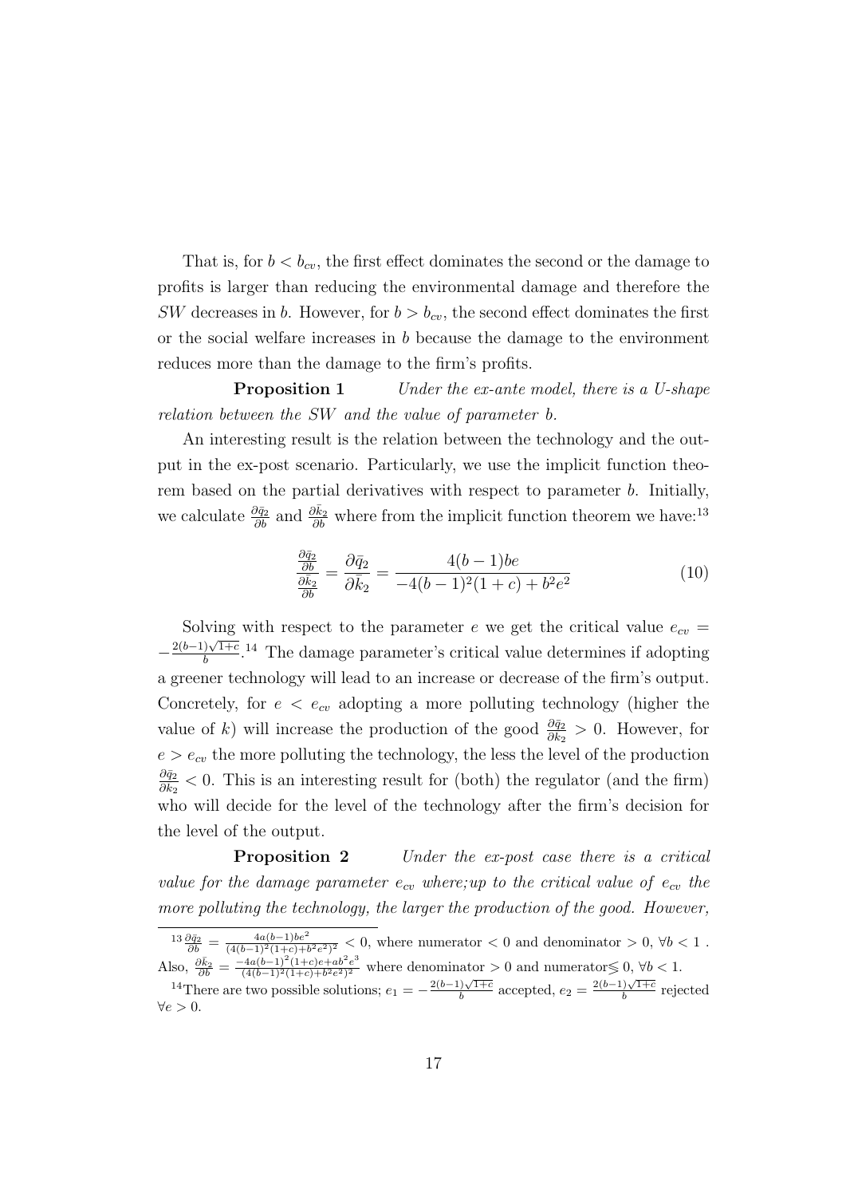That is, for $b < b_{cv}$, the first effect dominates the second or the damage to profits is larger than reducing the environmental damage and therefore the $SW$ decreases in $b$. However, for $b > b_{cv}$, the second effect dominates the first or the social welfare increases in $b$ because the damage to the environment reduces more than the damage to the firm's profits.

**Proposition 1** *Under the ex-ante model, there is a U-shape relation between the SW and the value of parameter b.*

An interesting result is the relation between the technology and the output in the ex-post scenario. Particularly, we use the implicit function theorem based on the partial derivatives with respect to parameter $b$. Initially, we calculate $\frac{\partial \bar{q}_2}{\partial b}$ and $\frac{\partial \bar{k}_2}{\partial b}$ where from the implicit function theorem we have:[13]

$$\frac{\frac{\partial \bar{q}_2}{\partial b}}{\frac{\partial \bar{k}_2}{\partial b}} = \frac{\partial \bar{q}_2}{\partial \bar{k}_2} = \frac{4(b-1)be}{-4(b-1)^2(1+c)+b^2e^2} \tag{10}$$

Solving with respect to the parameter $e$ we get the critical value $e_{cv} = -\frac{2(b-1)\sqrt{1+c}}{b}$.[14] The damage parameter's critical value determines if adopting a greener technology will lead to an increase or decrease of the firm's output. Concretely, for $e < e_{cv}$ adopting a more polluting technology (higher the value of $k$) will increase the production of the good $\frac{\partial \bar{q}_2}{\partial \bar{k}_2} > 0$. However, for $e > e_{cv}$ the more polluting the technology, the less the level of the production $\frac{\partial \bar{q}_2}{\partial \bar{k}_2} < 0$. This is an interesting result for (both) the regulator (and the firm) who will decide for the level of the technology after the firm's decision for the level of the output.

**Proposition 2** *Under the ex-post case there is a critical value for the damage parameter $e_{cv}$ where;up to the critical value of $e_{cv}$ the more polluting the technology, the larger the production of the good. However,*

---

[13] $\frac{\partial \bar{q}_2}{\partial b} = \frac{4a(b-1)be^2}{(4(b-1)^2(1+c)+b^2e^2)^2} < 0$, where numerator $< 0$ and denominator $> 0$, $\forall b < 1$ . Also, $\frac{\partial \bar{k}_2}{\partial b} = \frac{-4a(b-1)^2(1+c)e+ab^2e^3}{(4(b-1)^2(1+c)+b^2e^2)^2}$ where denominator $> 0$ and numerator$\lesseqgtr 0$, $\forall b < 1$.

[14] There are two possible solutions; $e_1 = -\frac{2(b-1)\sqrt{1+c}}{b}$ accepted, $e_2 = \frac{2(b-1)\sqrt{1+c}}{b}$ rejected $\forall e > 0$.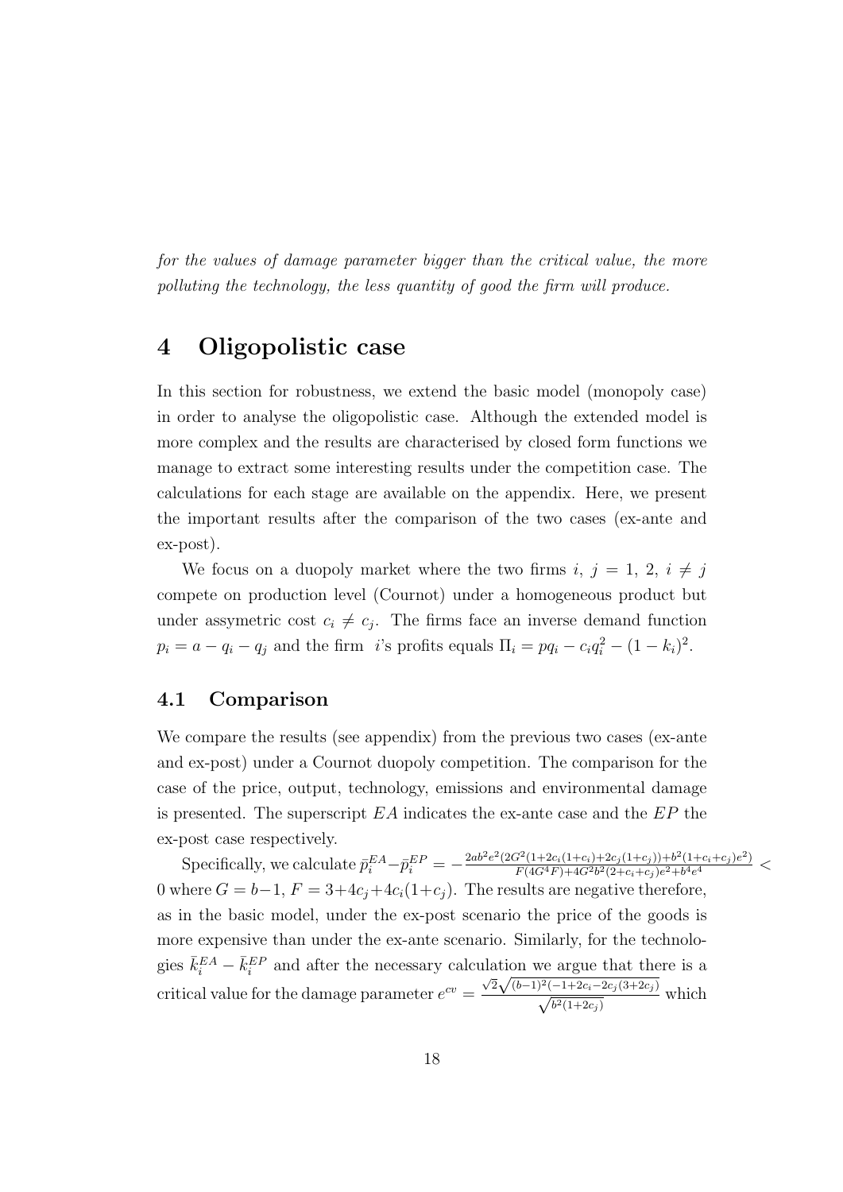*for the values of damage parameter bigger than the critical value, the more polluting the technology, the less quantity of good the firm will produce.*

# 4 Oligopolistic case

In this section for robustness, we extend the basic model (monopoly case) in order to analyse the oligopolistic case. Although the extended model is more complex and the results are characterised by closed form functions we manage to extract some interesting results under the competition case. The calculations for each stage are available on the appendix. Here, we present the important results after the comparison of the two cases (ex-ante and ex-post).

We focus on a duopoly market where the two firms $i$, $j = 1, 2$, $i \neq j$ compete on production level (Cournot) under a homogeneous product but under assymetric cost $c_i \neq c_j$. The firms face an inverse demand function $p_i = a - q_i - q_j$ and the firm $i$'s profits equals $\Pi_i = pq_i - c_i q_i^2 - (1 - k_i)^2$.

## 4.1 Comparison

We compare the results (see appendix) from the previous two cases (ex-ante and ex-post) under a Cournot duopoly competition. The comparison for the case of the price, output, technology, emissions and environmental damage is presented. The superscript $EA$ indicates the ex-ante case and the $EP$ the ex-post case respectively.

Specifically, we calculate $\bar{p}_i^{EA} - \bar{p}_i^{EP} = -\frac{2ab^2e^2(2G^2(1+2c_i(1+c_i)+2c_j(1+c_j))+b^2(1+c_i+c_j)e^2)}{F(4G^4F)+4G^2b^2(2+c_i+c_j)e^2+b^4e^4} < 0$ where $G = b-1$, $F = 3+4c_j+4c_i(1+c_j)$. The results are negative therefore, as in the basic model, under the ex-post scenario the price of the goods is more expensive than under the ex-ante scenario. Similarly, for the technologies $\bar{k}_i^{EA} - \bar{k}_i^{EP}$ and after the necessary calculation we argue that there is a critical value for the damage parameter $e^{cv} = \frac{\sqrt{2}\sqrt{(b-1)^2(-1+2c_i-2c_j(3+2c_j)}}{\sqrt{b^2(1+2c_j)}}$ which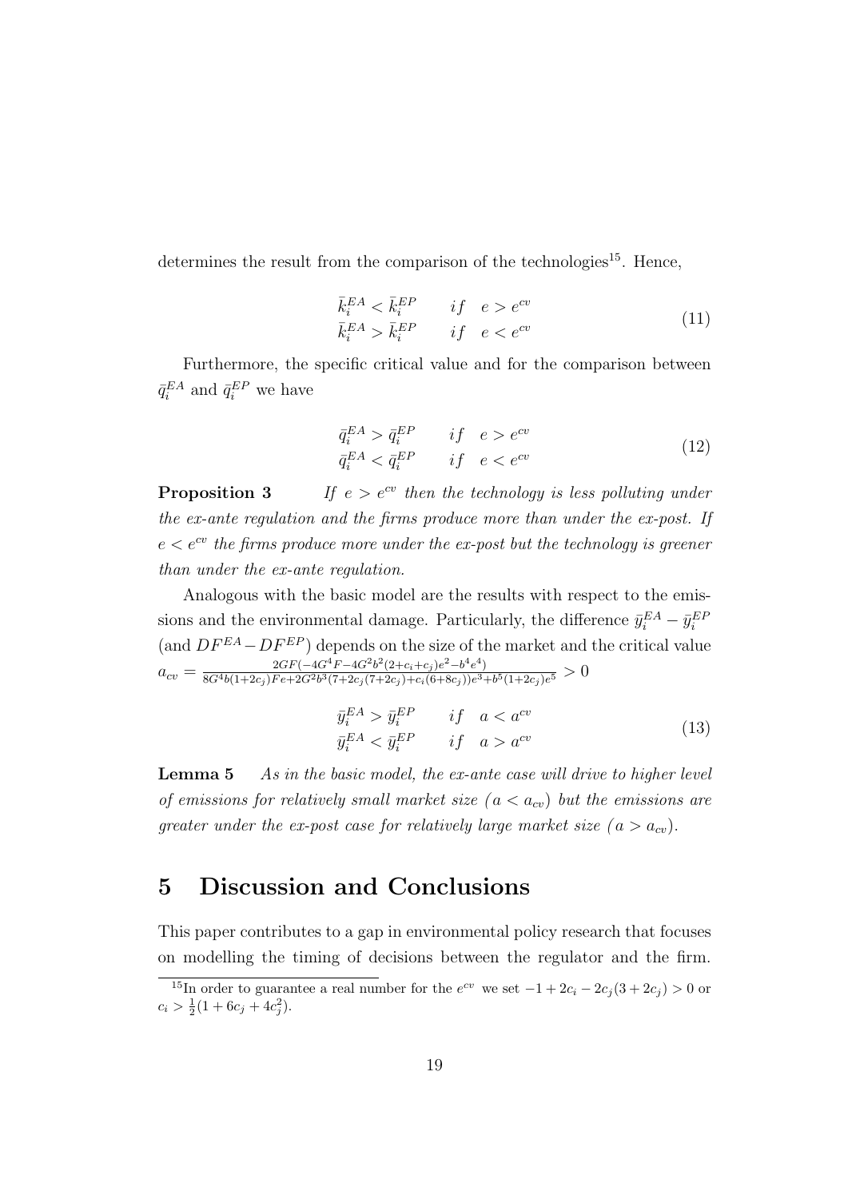determines the result from the comparison of the technologies[15]. Hence,

$$
\begin{array}{ll}
\bar{k}_i^{EA} < \bar{k}_i^{EP} & if \quad e > e^{cv} \\
\bar{k}_i^{EA} > \bar{k}_i^{EP} & if \quad e < e^{cv}
\end{array}
\tag{11}
$$

Furthermore, the specific critical value and for the comparison between $\bar{q}_i^{EA}$ and $\bar{q}_i^{EP}$ we have

$$
\begin{array}{ll}
\bar{q}_i^{EA} > \bar{q}_i^{EP} & if \quad e > e^{cv} \\
\bar{q}_i^{EA} < \bar{q}_i^{EP} & if \quad e < e^{cv}
\end{array}
\tag{12}
$$

**Proposition 3** *If $e > e^{cv}$ then the technology is less polluting under the ex-ante regulation and the firms produce more than under the ex-post. If $e < e^{cv}$ the firms produce more under the ex-post but the technology is greener than under the ex-ante regulation.*

Analogous with the basic model are the results with respect to the emissions and the environmental damage. Particularly, the difference $\bar{y}_i^{EA} - \bar{y}_i^{EP}$ (and $DF^{EA} - DF^{EP}$) depends on the size of the market and the critical value $a_{cv} = \frac{2GF(-4G^4F - 4G^2b^2(2+c_i+c_j)e^2 - b^4e^4)}{8G^4b(1+2c_j)Fe + 2G^2b^3(7+2c_j(7+2c_j)+c_i(6+8c_j))e^3 + b^5(1+2c_j)e^5} > 0$

$$
\begin{array}{ll}
\bar{y}_i^{EA} > \bar{y}_i^{EP} & if \quad a < a^{cv} \\
\bar{y}_i^{EA} < \bar{y}_i^{EP} & if \quad a > a^{cv}
\end{array}
\tag{13}
$$

**Lemma 5** *As in the basic model, the ex-ante case will drive to higher level of emissions for relatively small market size ($a < a_{cv}$) but the emissions are greater under the ex-post case for relatively large market size ($a > a_{cv}$).*

# 5 Discussion and Conclusions

This paper contributes to a gap in environmental policy research that focuses on modelling the timing of decisions between the regulator and the firm.

[15] In order to guarantee a real number for the $e^{cv}$ we set $-1 + 2c_i - 2c_j(3 + 2c_j) > 0$ or $c_i > \frac{1}{2}(1 + 6c_j + 4c_j^2)$.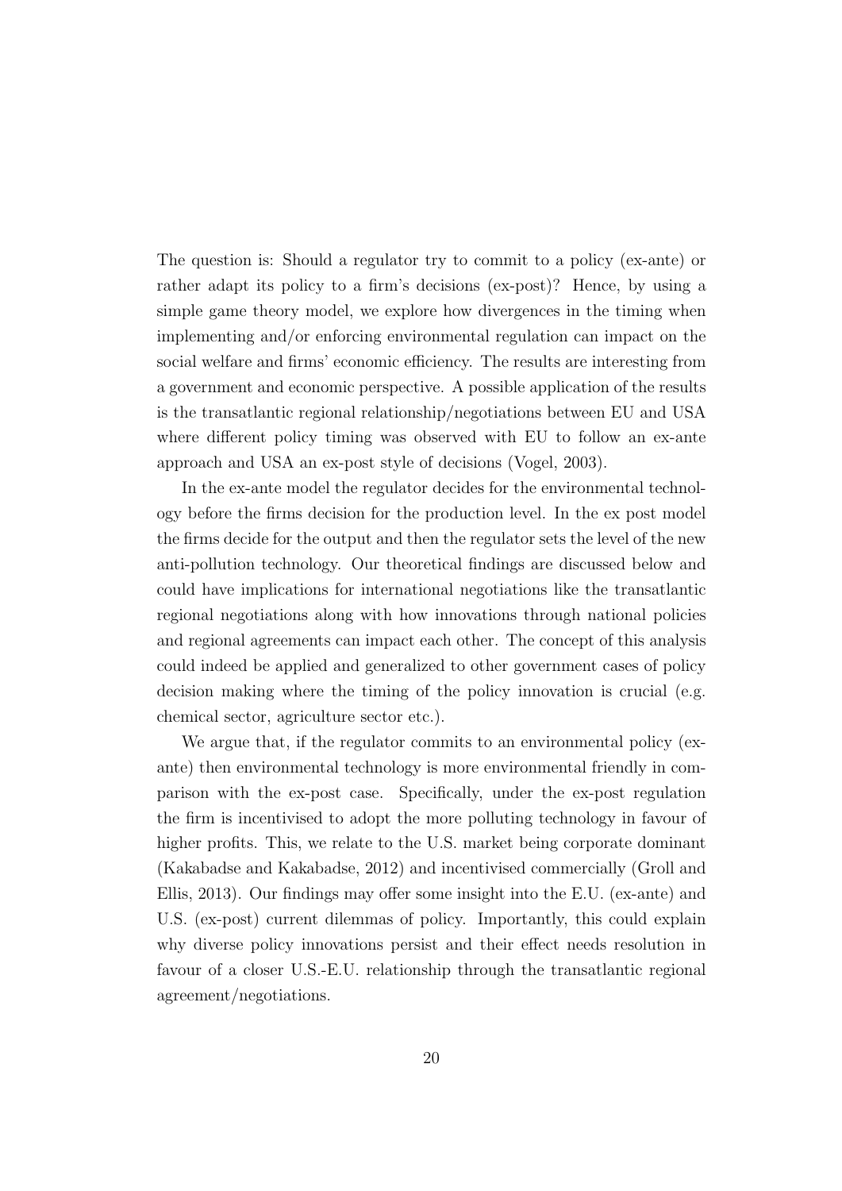The question is: Should a regulator try to commit to a policy (ex-ante) or rather adapt its policy to a firm's decisions (ex-post)? Hence, by using a simple game theory model, we explore how divergences in the timing when implementing and/or enforcing environmental regulation can impact on the social welfare and firms' economic efficiency. The results are interesting from a government and economic perspective. A possible application of the results is the transatlantic regional relationship/negotiations between EU and USA where different policy timing was observed with EU to follow an ex-ante approach and USA an ex-post style of decisions (Vogel, 2003).

In the ex-ante model the regulator decides for the environmental technology before the firms decision for the production level. In the ex post model the firms decide for the output and then the regulator sets the level of the new anti-pollution technology. Our theoretical findings are discussed below and could have implications for international negotiations like the transatlantic regional negotiations along with how innovations through national policies and regional agreements can impact each other. The concept of this analysis could indeed be applied and generalized to other government cases of policy decision making where the timing of the policy innovation is crucial (e.g. chemical sector, agriculture sector etc.).

We argue that, if the regulator commits to an environmental policy (ex-ante) then environmental technology is more environmental friendly in comparison with the ex-post case. Specifically, under the ex-post regulation the firm is incentivised to adopt the more polluting technology in favour of higher profits. This, we relate to the U.S. market being corporate dominant (Kakabadse and Kakabadse, 2012) and incentivised commercially (Groll and Ellis, 2013). Our findings may offer some insight into the E.U. (ex-ante) and U.S. (ex-post) current dilemmas of policy. Importantly, this could explain why diverse policy innovations persist and their effect needs resolution in favour of a closer U.S.-E.U. relationship through the transatlantic regional agreement/negotiations.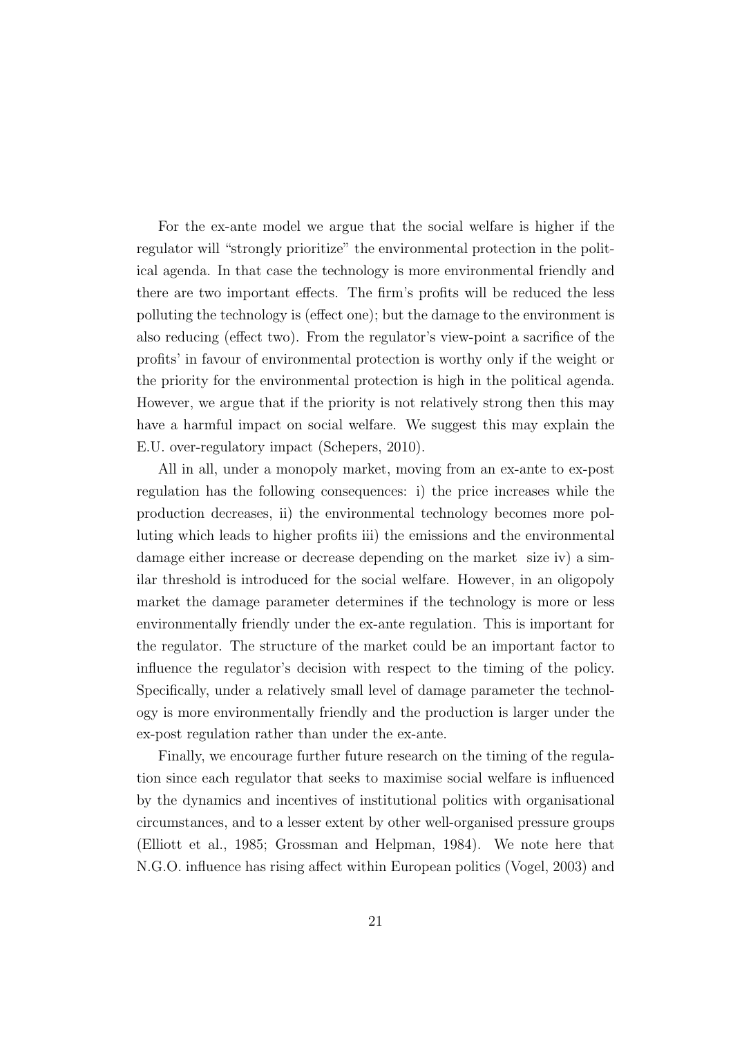For the ex-ante model we argue that the social welfare is higher if the regulator will "strongly prioritize" the environmental protection in the political agenda. In that case the technology is more environmental friendly and there are two important effects. The firm's profits will be reduced the less polluting the technology is (effect one); but the damage to the environment is also reducing (effect two). From the regulator's view-point a sacrifice of the profits' in favour of environmental protection is worthy only if the weight or the priority for the environmental protection is high in the political agenda. However, we argue that if the priority is not relatively strong then this may have a harmful impact on social welfare. We suggest this may explain the E.U. over-regulatory impact (Schepers, 2010).

All in all, under a monopoly market, moving from an ex-ante to ex-post regulation has the following consequences: i) the price increases while the production decreases, ii) the environmental technology becomes more polluting which leads to higher profits iii) the emissions and the environmental damage either increase or decrease depending on the market size iv) a similar threshold is introduced for the social welfare. However, in an oligopoly market the damage parameter determines if the technology is more or less environmentally friendly under the ex-ante regulation. This is important for the regulator. The structure of the market could be an important factor to influence the regulator's decision with respect to the timing of the policy. Specifically, under a relatively small level of damage parameter the technology is more environmentally friendly and the production is larger under the ex-post regulation rather than under the ex-ante.

Finally, we encourage further future research on the timing of the regulation since each regulator that seeks to maximise social welfare is influenced by the dynamics and incentives of institutional politics with organisational circumstances, and to a lesser extent by other well-organised pressure groups (Elliott et al., 1985; Grossman and Helpman, 1984). We note here that N.G.O. influence has rising affect within European politics (Vogel, 2003) and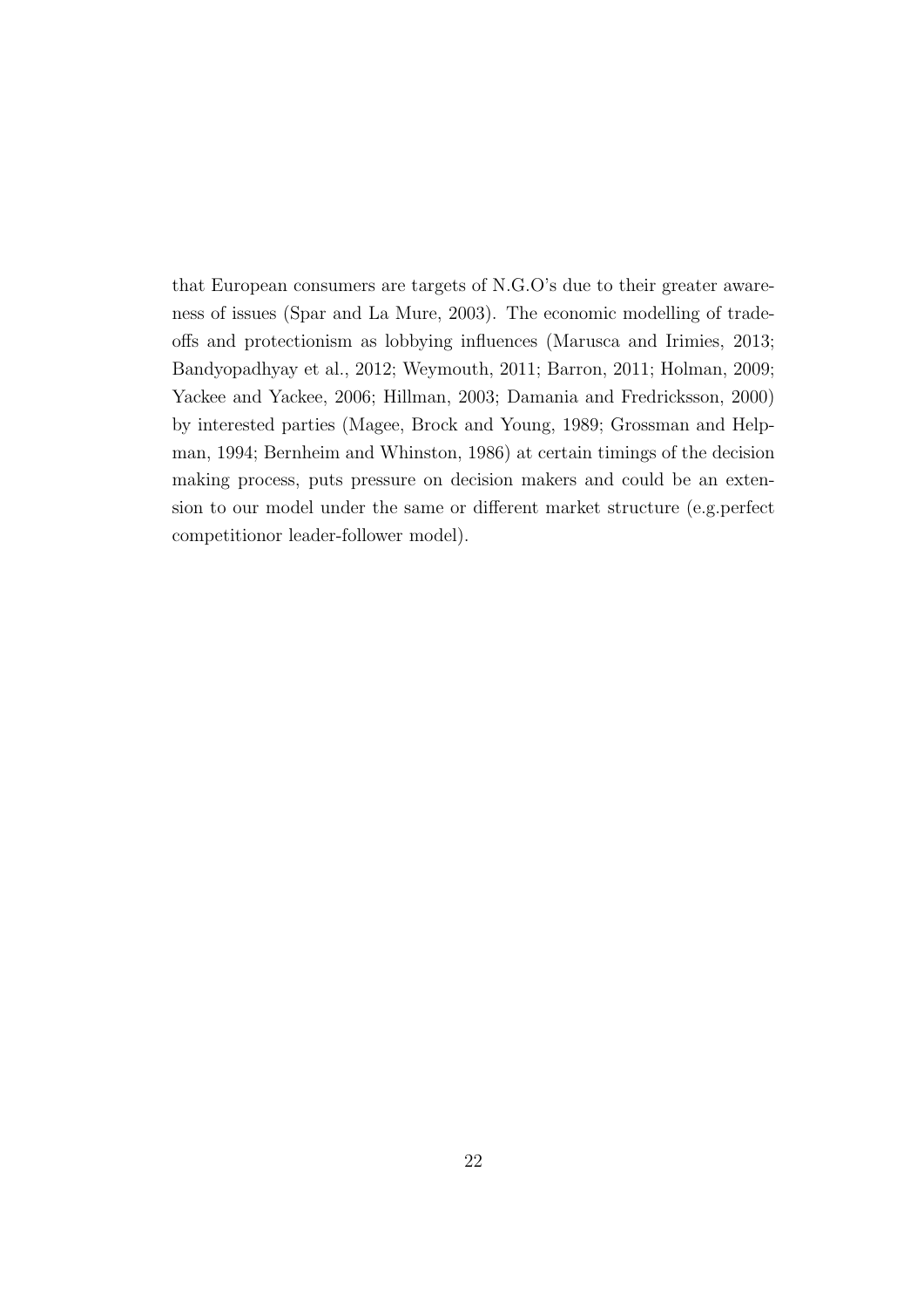that European consumers are targets of N.G.O's due to their greater awareness of issues (Spar and La Mure, 2003). The economic modelling of tradeoffs and protectionism as lobbying influences (Marusca and Irimies, 2013; Bandyopadhyay et al., 2012; Weymouth, 2011; Barron, 2011; Holman, 2009; Yackee and Yackee, 2006; Hillman, 2003; Damania and Fredricksson, 2000) by interested parties (Magee, Brock and Young, 1989; Grossman and Helpman, 1994; Bernheim and Whinston, 1986) at certain timings of the decision making process, puts pressure on decision makers and could be an extension to our model under the same or different market structure (e.g.perfect competitionor leader-follower model).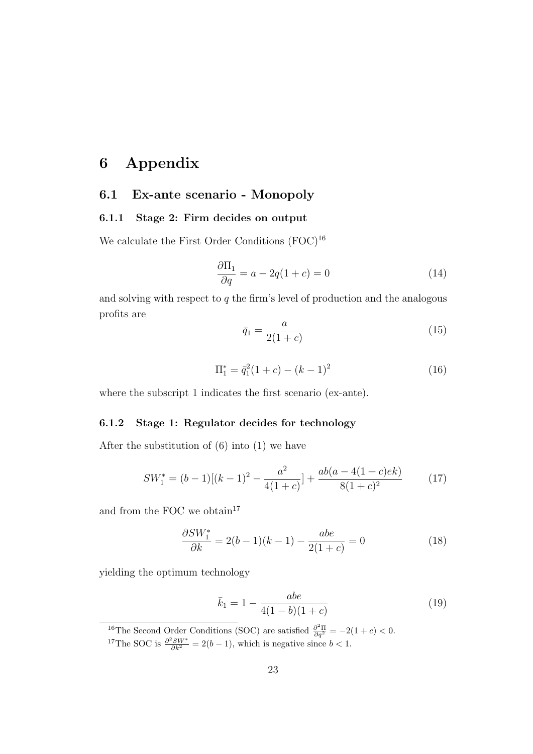# 6 Appendix

## 6.1 Ex-ante scenario - Monopoly

### 6.1.1 Stage 2: Firm decides on output

We calculate the First Order Conditions (FOC)[16]

$$\frac{\partial \Pi_1}{\partial q} = a - 2q(1+c) = 0 \tag{14}$$

and solving with respect to $q$ the firm's level of production and the analogous profits are

$$\bar{q}_1 = \frac{a}{2(1+c)} \tag{15}$$

$$\Pi_1^* = \bar{q}_1^2(1+c) - (k-1)^2 \tag{16}$$

where the subscript 1 indicates the first scenario (ex-ante).

### 6.1.2 Stage 1: Regulator decides for technology

After the substitution of (6) into (1) we have

$$SW_1^* = (b-1)[(k-1)^2 - \frac{a^2}{4(1+c)}] + \frac{ab(a - 4(1+c)ek)}{8(1+c)^2} \tag{17}$$

and from the FOC we obtain[17]

$$\frac{\partial SW_1^*}{\partial k} = 2(b-1)(k-1) - \frac{abe}{2(1+c)} = 0 \tag{18}$$

yielding the optimum technology

$$\bar{k}_1 = 1 - \frac{abe}{4(1-b)(1+c)} \tag{19}$$

[16] The Second Order Conditions (SOC) are satisfied $\frac{\partial^2 \Pi}{\partial q^2} = -2(1+c) < 0$.

[17] The SOC is $\frac{\partial^2 SW^*}{\partial k^2} = 2(b-1)$, which is negative since $b < 1$.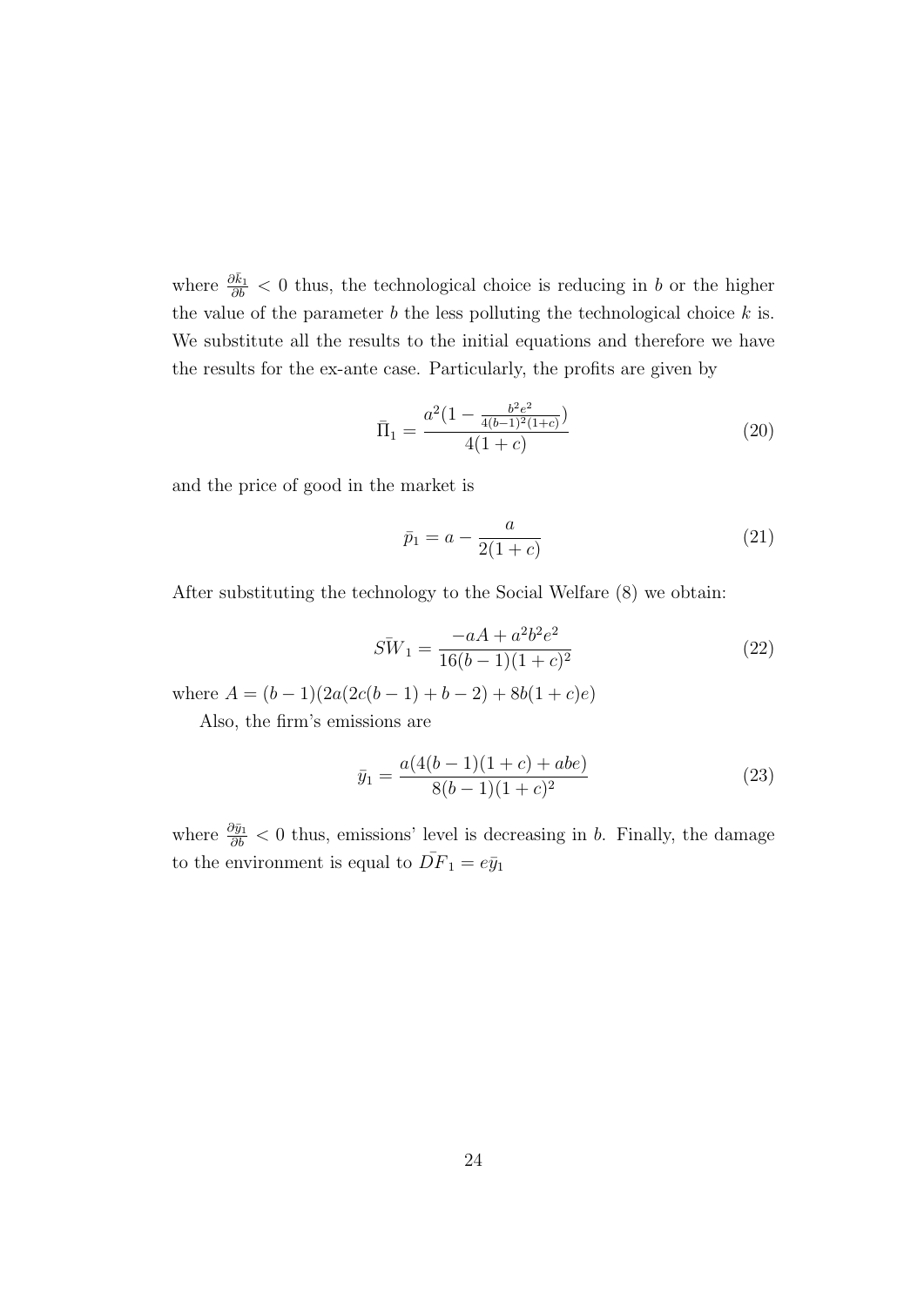where $\frac{\partial \bar{k}_1}{\partial b} < 0$ thus, the technological choice is reducing in $b$ or the higher the value of the parameter $b$ the less polluting the technological choice $k$ is. We substitute all the results to the initial equations and therefore we have the results for the ex-ante case. Particularly, the profits are given by

$$\bar{\Pi}_1 = \frac{a^2(1 - \frac{b^2 e^2}{4(b-1)^2(1+c)})}{4(1+c)} \tag{20}$$

and the price of good in the market is

$$\bar{p}_1 = a - \frac{a}{2(1+c)} \tag{21}$$

After substituting the technology to the Social Welfare (8) we obtain:

$$S\bar{W}_1 = \frac{-aA + a^2 b^2 e^2}{16(b-1)(1+c)^2} \tag{22}$$

where $A = (b-1)(2a(2c(b-1)+b-2)+8b(1+c)e)$

Also, the firm's emissions are

$$\bar{y}_1 = \frac{a(4(b-1)(1+c)+abe)}{8(b-1)(1+c)^2} \tag{23}$$

where $\frac{\partial \bar{y}_1}{\partial b} < 0$ thus, emissions' level is decreasing in $b$. Finally, the damage to the environment is equal to $\bar{DF}_1 = e\bar{y}_1$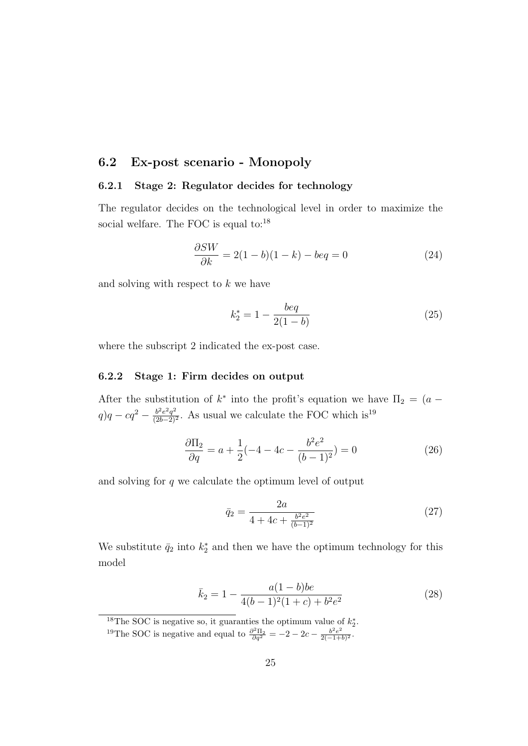## 6.2 Ex-post scenario - Monopoly

### 6.2.1 Stage 2: Regulator decides for technology

The regulator decides on the technological level in order to maximize the social welfare. The FOC is equal to:[18]

$$\frac{\partial SW}{\partial k} = 2(1-b)(1-k) - beq = 0 \tag{24}$$

and solving with respect to $k$ we have

$$k_2^* = 1 - \frac{beq}{2(1-b)} \tag{25}$$

where the subscript 2 indicated the ex-post case.

### 6.2.2 Stage 1: Firm decides on output

After the substitution of $k^*$ into the profit's equation we have $\Pi_2 = (a - q)q - cq^2 - \frac{b^2e^2q^2}{(2b-2)^2}$. As usual we calculate the FOC which is[19]

$$\frac{\partial \Pi_2}{\partial q} = a + \frac{1}{2}(-4 - 4c - \frac{b^2e^2}{(b-1)^2}) = 0 \tag{26}$$

and solving for $q$ we calculate the optimum level of output

$$\bar{q}_2 = \frac{2a}{4 + 4c + \frac{b^2e^2}{(b-1)^2}} \tag{27}$$

We substitute $\bar{q}_2$ into $k_2^*$ and then we have the optimum technology for this model

$$\bar{k}_2 = 1 - \frac{a(1-b)be}{4(b-1)^2(1+c) + b^2e^2} \tag{28}$$

[18] The SOC is negative so, it guaranties the optimum value of $k_2^*$.

[19] The SOC is negative and equal to $\frac{\partial^2 \Pi_2}{\partial q^2} = -2 - 2c - \frac{b^2e^2}{2(-1+b)^2}$.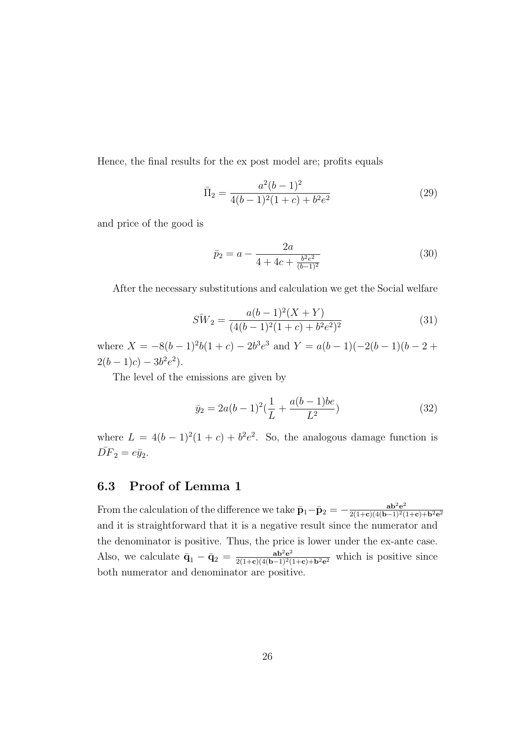Hence, the final results for the ex post model are; profits equals

$$\bar{\Pi}_2 = \frac{a^2(b-1)^2}{4(b-1)^2(1+c)+b^2e^2} \tag{29}$$

and price of the good is

$$\bar{p}_2 = a - \frac{2a}{4+4c+\frac{b^2e^2}{(b-1)^2}} \tag{30}$$

After the necessary substitutions and calculation we get the Social welfare

$$\bar{SW}_2 = \frac{a(b-1)^2(X+Y)}{(4(b-1)^2(1+c)+b^2e^2)^2} \tag{31}$$

where $X = -8(b-1)^2b(1+c) - 2b^3e^3$ and $Y = a(b-1)(-2(b-1)(b-2+2(b-1)c) - 3b^2e^2)$.

The level of the emissions are given by

$$\bar{y}_2 = 2a(b-1)^2\left(\frac{1}{L} + \frac{a(b-1)be}{L^2}\right) \tag{32}$$

where $L = 4(b-1)^2(1+c) + b^2e^2$. So, the analogous damage function is $\bar{DF}_2 = e\bar{y}_2$.

## 6.3 Proof of Lemma 1

From the calculation of the difference we take $\bar{\mathbf{p}}_1 - \bar{\mathbf{p}}_2 = -\frac{\mathbf{ab^2e^2}}{\mathbf{2(1+c)(4(b-1)^2(1+c)+b^2e^2}}$ and it is straightforward that it is a negative result since the numerator and the denominator is positive. Thus, the price is lower under the ex-ante case. Also, we calculate $\bar{\mathbf{q}}_1 - \bar{\mathbf{q}}_2 = \frac{\mathbf{ab^2e^2}}{\mathbf{2(1+c)(4(b-1)^2(1+c)+b^2e^2}}$ which is positive since both numerator and denominator are positive.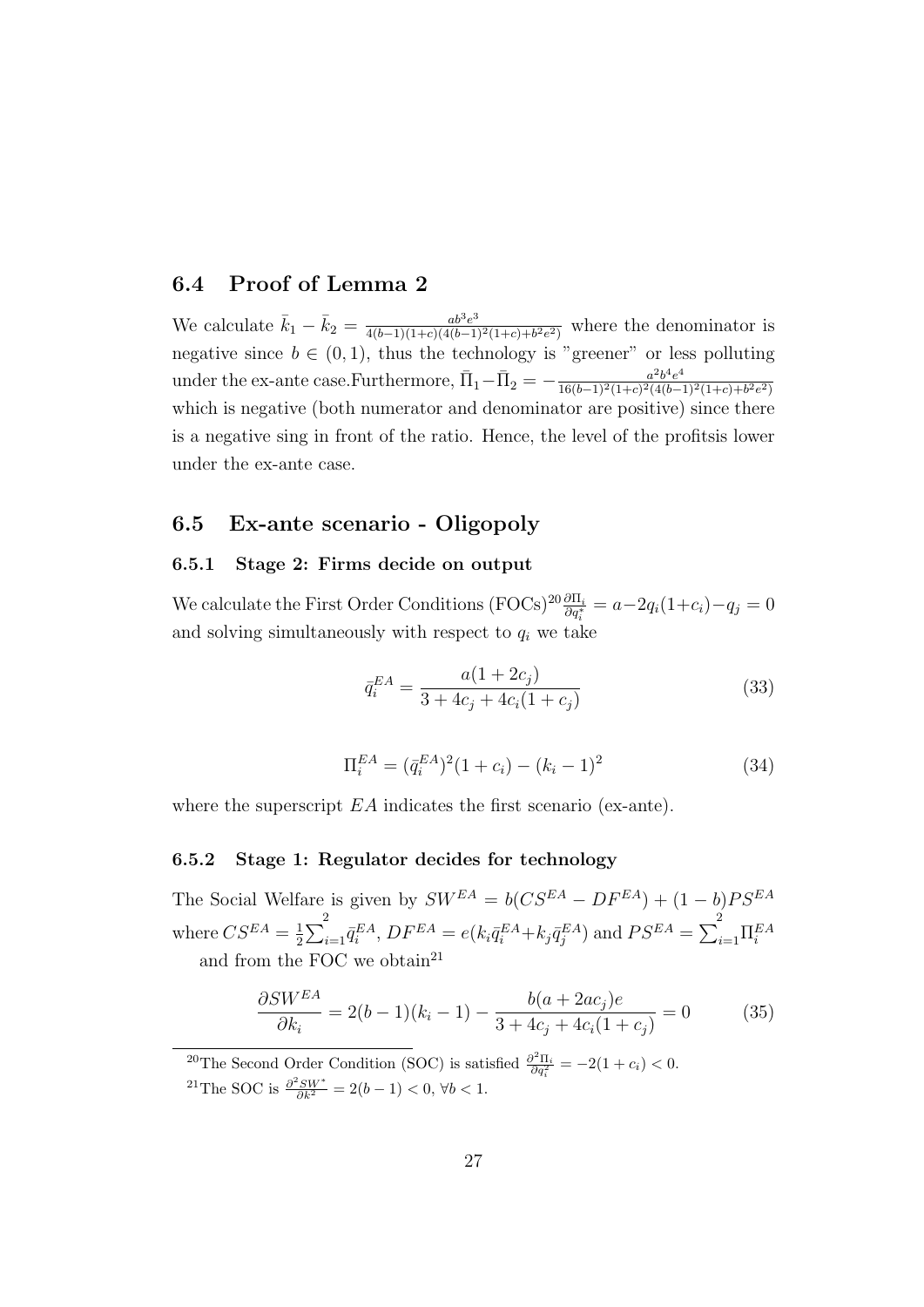## 6.4 Proof of Lemma 2

We calculate $\bar{k}_1 - \bar{k}_2 = \frac{ab^3e^3}{4(b-1)(1+c)(4(b-1)^2(1+c)+b^2e^2)}$ where the denominator is negative since $b \in (0,1)$, thus the technology is "greener" or less polluting under the ex-ante case.Furthermore, $\bar{\Pi}_1 - \bar{\Pi}_2 = -\frac{a^2b^4e^4}{16(b-1)^2(1+c)^2(4(b-1)^2(1+c)+b^2e^2)}$ which is negative (both numerator and denominator are positive) since there is a negative sing in front of the ratio. Hence, the level of the profitsis lower under the ex-ante case.

## 6.5 Ex-ante scenario - Oligopoly

### 6.5.1 Stage 2: Firms decide on output

We calculate the First Order Conditions (FOCs)[20] $\frac{\partial \Pi_i}{\partial q_i^*} = a - 2q_i(1+c_i) - q_j = 0$ and solving simultaneously with respect to $q_i$ we take

$$\bar{q}_i^{EA} = \frac{a(1+2c_j)}{3+4c_j+4c_i(1+c_j)} \tag{33}$$

$$\Pi_i^{EA} = (\bar{q}_i^{EA})^2(1+c_i) - (k_i - 1)^2 \tag{34}$$

where the superscript $EA$ indicates the first scenario (ex-ante).

### 6.5.2 Stage 1: Regulator decides for technology

The Social Welfare is given by $SW^{EA} = b(CS^{EA} - DF^{EA}) + (1-b)PS^{EA}$ where $CS^{EA} = \frac{1}{2}\sum_{i=1}^{2}\bar{q}_i^{EA}$, $DF^{EA} = e(k_i\bar{q}_i^{EA} + k_j\bar{q}_j^{EA})$ and $PS^{EA} = \sum_{i=1}^{2}\Pi_i^{EA}$ and from the FOC we obtain[21]

$$\frac{\partial SW^{EA}}{\partial k_i} = 2(b-1)(k_i - 1) - \frac{b(a+2ac_j)e}{3+4c_j+4c_i(1+c_j)} = 0 \tag{35}$$

[20] The Second Order Condition (SOC) is satisfied $\frac{\partial^2 \Pi_i}{\partial q_i^2} = -2(1+c_i) < 0$.

[21] The SOC is $\frac{\partial^2 SW^*}{\partial k^2} = 2(b-1) < 0, \forall b < 1$.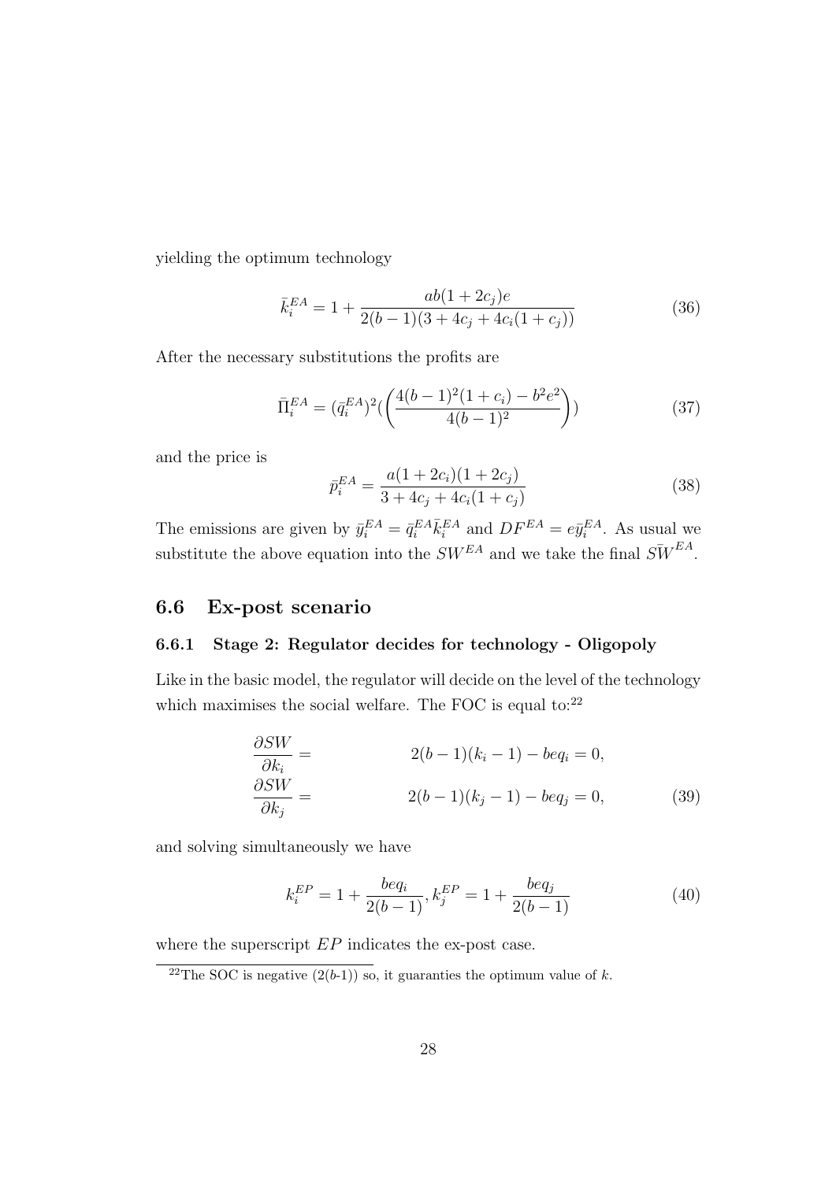yielding the optimum technology

$$\bar{k}_i^{EA} = 1 + \frac{ab(1+2c_j)e}{2(b-1)(3+4c_j+4c_i(1+c_j))} \tag{36}$$

After the necessary substitutions the profits are

$$\bar{\Pi}_i^{EA} = (\bar{q}_i^{EA})^2 (\left( \frac{4(b-1)^2(1+c_i) - b^2e^2}{4(b-1)^2} \right)) \tag{37}$$

and the price is

$$\bar{p}_i^{EA} = \frac{a(1+2c_i)(1+2c_j)}{3+4c_j+4c_i(1+c_j)} \tag{38}$$

The emissions are given by $\bar{y}_i^{EA} = \bar{q}_i^{EA}\bar{k}_i^{EA}$ and $DF^{EA} = e\bar{y}_i^{EA}$. As usual we substitute the above equation into the $SW^{EA}$ and we take the final $\bar{SW}^{EA}$.

## 6.6 Ex-post scenario

### 6.6.1 Stage 2: Regulator decides for technology - Oligopoly

Like in the basic model, the regulator will decide on the level of the technology which maximises the social welfare. The FOC is equal to:[22]

$$\begin{aligned} \frac{\partial SW}{\partial k_i} &= \qquad 2(b-1)(k_i - 1) - beq_i = 0, \\ \frac{\partial SW}{\partial k_j} &= \qquad 2(b-1)(k_j - 1) - beq_j = 0, \end{aligned} \tag{39}$$

and solving simultaneously we have

$$k_i^{EP} = 1 + \frac{beq_i}{2(b-1)}, k_j^{EP} = 1 + \frac{beq_j}{2(b-1)} \tag{40}$$

where the superscript $EP$ indicates the ex-post case.

[22]The SOC is negative $(2(b\text{-}1))$ so, it guaranties the optimum value of $k$.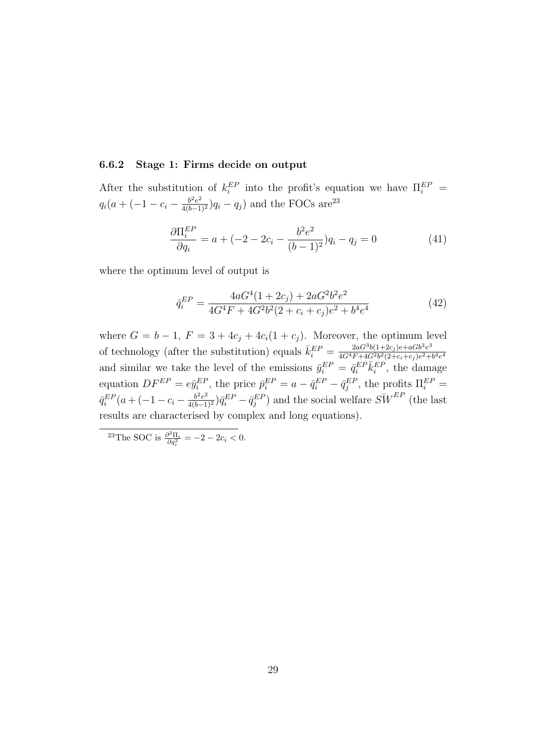### 6.6.2 Stage 1: Firms decide on output

After the substitution of $k_i^{EP}$ into the profit's equation we have $\Pi_i^{EP} = q_i(a + (-1 - c_i - \frac{b^2e^2}{4(b-1)^2})q_i - q_j)$ and the FOCs are[23]

$$\frac{\partial \Pi_i^{EP}}{\partial q_i} = a + (-2 - 2c_i - \frac{b^2e^2}{(b-1)^2})q_i - q_j = 0 \tag{41}$$

where the optimum level of output is

$$\bar{q}_i^{EP} = \frac{4aG^4(1 + 2c_j) + 2aG^2b^2e^2}{4G^4F + 4G^2b^2(2 + c_i + c_j)e^2 + b^4e^4} \tag{42}$$

where $G = b - 1$, $F = 3 + 4c_j + 4c_i(1 + c_j)$. Moreover, the optimum level of technology (after the substitution) equals $\bar{k}_i^{EP} = \frac{2aG^3b(1+2c_j)e + aGb^3e^3}{4G^4F + 4G^2b^2(2+c_i+c_j)e^2 + b^4e^4}$ and similar we take the level of the emissions $\bar{y}_i^{EP} = \bar{q}_i^{EP}\bar{k}_i^{EP}$, the damage equation $DF^{EP} = e\bar{y}_i^{EP}$, the price $\bar{p}_i^{EP} = a - \bar{q}_i^{EP} - \bar{q}_j^{EP}$, the profits $\Pi_i^{EP} = \bar{q}_i^{EP}(a + (-1 - c_i - \frac{b^2e^2}{4(b-1)^2})\bar{q}_i^{EP} - \bar{q}_j^{EP})$ and the social welfare $S\bar{W}^{EP}$ (the last results are characterised by complex and long equations).

[23] The SOC is $\frac{\partial^2 \Pi_i}{\partial q_i^2} = -2 - 2c_i < 0$.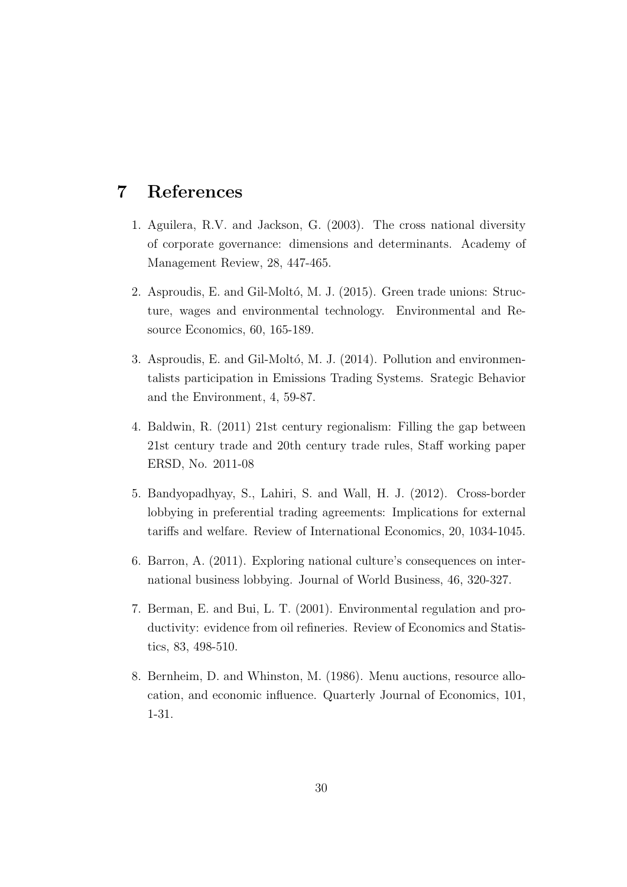# 7 References

1. Aguilera, R.V. and Jackson, G. (2003). The cross national diversity of corporate governance: dimensions and determinants. Academy of Management Review, 28, 447-465.
2. Asproudis, E. and Gil-Moltó, M. J. (2015). Green trade unions: Structure, wages and environmental technology. Environmental and Resource Economics, 60, 165-189.
3. Asproudis, E. and Gil-Moltó, M. J. (2014). Pollution and environmentalists participation in Emissions Trading Systems. Srategic Behavior and the Environment, 4, 59-87.
4. Baldwin, R. (2011) 21st century regionalism: Filling the gap between 21st century trade and 20th century trade rules, Staff working paper ERSD, No. 2011-08
5. Bandyopadhyay, S., Lahiri, S. and Wall, H. J. (2012). Cross-border lobbying in preferential trading agreements: Implications for external tariffs and welfare. Review of International Economics, 20, 1034-1045.
6. Barron, A. (2011). Exploring national culture's consequences on international business lobbying. Journal of World Business, 46, 320-327.
7. Berman, E. and Bui, L. T. (2001). Environmental regulation and productivity: evidence from oil refineries. Review of Economics and Statistics, 83, 498-510.
8. Bernheim, D. and Whinston, M. (1986). Menu auctions, resource allocation, and economic influence. Quarterly Journal of Economics, 101, 1-31.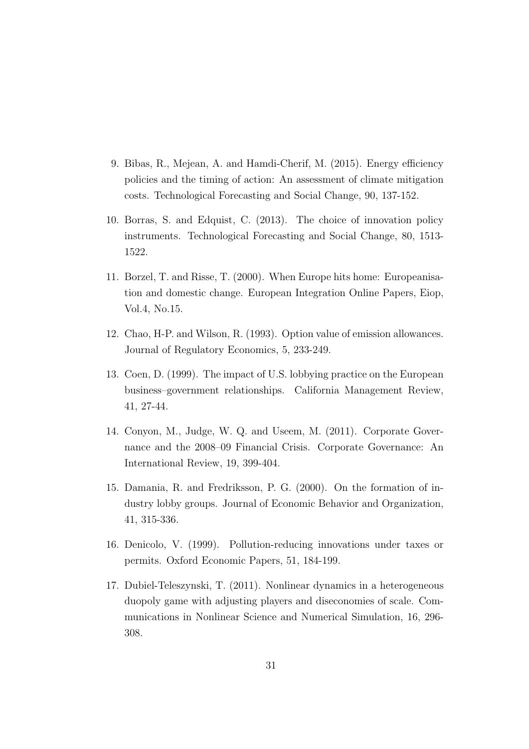9. Bibas, R., Mejean, A. and Hamdi-Cherif, M. (2015). Energy efficiency policies and the timing of action: An assessment of climate mitigation costs. Technological Forecasting and Social Change, 90, 137-152.
10. Borras, S. and Edquist, C. (2013). The choice of innovation policy instruments. Technological Forecasting and Social Change, 80, 1513-1522.
11. Borzel, T. and Risse, T. (2000). When Europe hits home: Europeanisation and domestic change. European Integration Online Papers, Eiop, Vol.4, No.15.
12. Chao, H-P. and Wilson, R. (1993). Option value of emission allowances. Journal of Regulatory Economics, 5, 233-249.
13. Coen, D. (1999). The impact of U.S. lobbying practice on the European business–government relationships. California Management Review, 41, 27-44.
14. Conyon, M., Judge, W. Q. and Useem, M. (2011). Corporate Governance and the 2008–09 Financial Crisis. Corporate Governance: An International Review, 19, 399-404.
15. Damania, R. and Fredriksson, P. G. (2000). On the formation of industry lobby groups. Journal of Economic Behavior and Organization, 41, 315-336.
16. Denicolo, V. (1999). Pollution-reducing innovations under taxes or permits. Oxford Economic Papers, 51, 184-199.
17. Dubiel-Teleszynski, T. (2011). Nonlinear dynamics in a heterogeneous duopoly game with adjusting players and diseconomies of scale. Communications in Nonlinear Science and Numerical Simulation, 16, 296-308.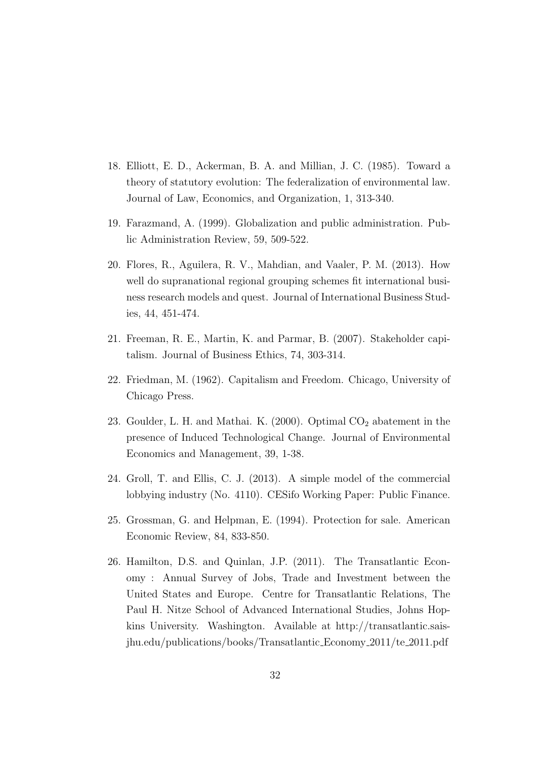18. Elliott, E. D., Ackerman, B. A. and Millian, J. C. (1985). Toward a theory of statutory evolution: The federalization of environmental law. Journal of Law, Economics, and Organization, 1, 313-340.

19. Farazmand, A. (1999). Globalization and public administration. Public Administration Review, 59, 509-522.

20. Flores, R., Aguilera, R. V., Mahdian, and Vaaler, P. M. (2013). How well do supranational regional grouping schemes fit international business research models and quest. Journal of International Business Studies, 44, 451-474.

21. Freeman, R. E., Martin, K. and Parmar, B. (2007). Stakeholder capitalism. Journal of Business Ethics, 74, 303-314.

22. Friedman, M. (1962). Capitalism and Freedom. Chicago, University of Chicago Press.

23. Goulder, L. H. and Mathai. K. (2000). Optimal $CO_2$ abatement in the presence of Induced Technological Change. Journal of Environmental Economics and Management, 39, 1-38.

24. Groll, T. and Ellis, C. J. (2013). A simple model of the commercial lobbying industry (No. 4110). CESifo Working Paper: Public Finance.

25. Grossman, G. and Helpman, E. (1994). Protection for sale. American Economic Review, 84, 833-850.

26. Hamilton, D.S. and Quinlan, J.P. (2011). The Transatlantic Economy : Annual Survey of Jobs, Trade and Investment between the United States and Europe. Centre for Transatlantic Relations, The Paul H. Nitze School of Advanced International Studies, Johns Hopkins University. Washington. Available at http://transatlantic.sais-jhu.edu/publications/books/Transatlantic_Economy_2011/te_2011.pdf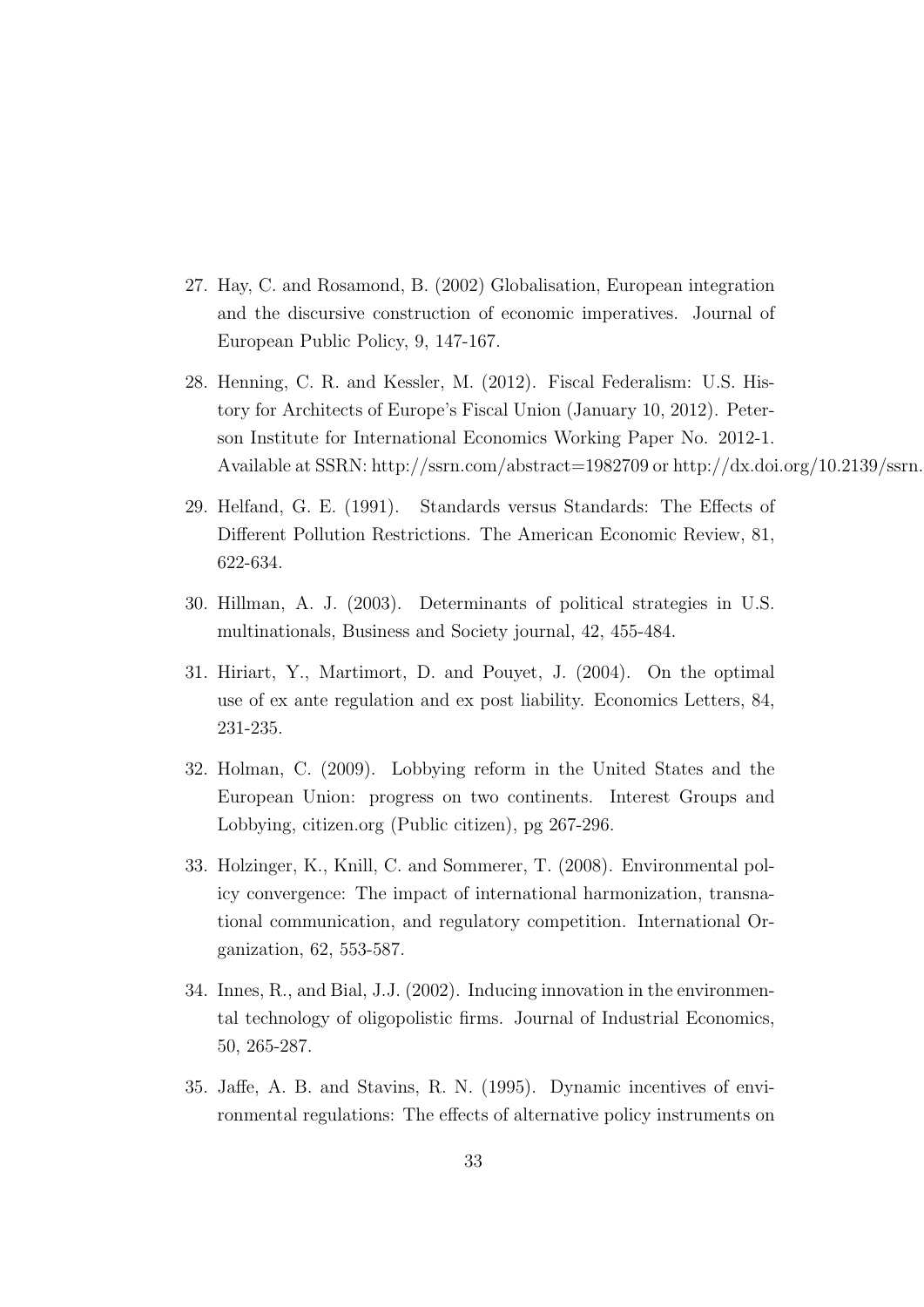27. Hay, C. and Rosamond, B. (2002) Globalisation, European integration and the discursive construction of economic imperatives. Journal of European Public Policy, 9, 147-167.

28. Henning, C. R. and Kessler, M. (2012). Fiscal Federalism: U.S. History for Architects of Europe's Fiscal Union (January 10, 2012). Peterson Institute for International Economics Working Paper No. 2012-1. Available at SSRN: http://ssrn.com/abstract=1982709 or http://dx.doi.org/10.2139/ssrn.

29. Helfand, G. E. (1991). Standards versus Standards: The Effects of Different Pollution Restrictions. The American Economic Review, 81, 622-634.

30. Hillman, A. J. (2003). Determinants of political strategies in U.S. multinationals, Business and Society journal, 42, 455-484.

31. Hiriart, Y., Martimort, D. and Pouyet, J. (2004). On the optimal use of ex ante regulation and ex post liability. Economics Letters, 84, 231-235.

32. Holman, C. (2009). Lobbying reform in the United States and the European Union: progress on two continents. Interest Groups and Lobbying, citizen.org (Public citizen), pg 267-296.

33. Holzinger, K., Knill, C. and Sommerer, T. (2008). Environmental policy convergence: The impact of international harmonization, transnational communication, and regulatory competition. International Organization, 62, 553-587.

34. Innes, R., and Bial, J.J. (2002). Inducing innovation in the environmental technology of oligopolistic firms. Journal of Industrial Economics, 50, 265-287.

35. Jaffe, A. B. and Stavins, R. N. (1995). Dynamic incentives of environmental regulations: The effects of alternative policy instruments on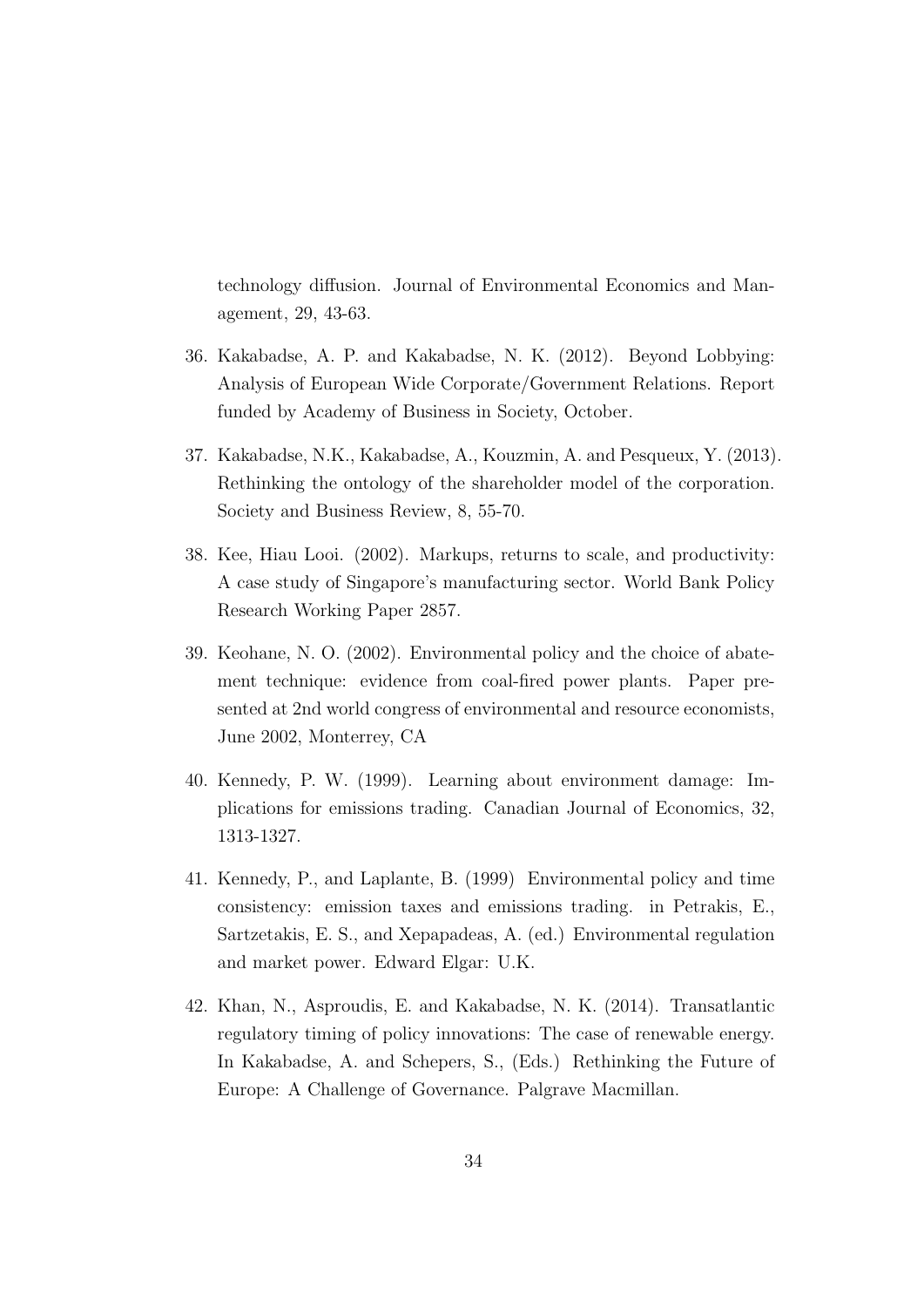technology diffusion. Journal of Environmental Economics and Management, 29, 43-63.

36. Kakabadse, A. P. and Kakabadse, N. K. (2012). Beyond Lobbying: Analysis of European Wide Corporate/Government Relations. Report funded by Academy of Business in Society, October.

37. Kakabadse, N.K., Kakabadse, A., Kouzmin, A. and Pesqueux, Y. (2013). Rethinking the ontology of the shareholder model of the corporation. Society and Business Review, 8, 55-70.

38. Kee, Hiau Looi. (2002). Markups, returns to scale, and productivity: A case study of Singapore's manufacturing sector. World Bank Policy Research Working Paper 2857.

39. Keohane, N. O. (2002). Environmental policy and the choice of abatement technique: evidence from coal-fired power plants. Paper presented at 2nd world congress of environmental and resource economists, June 2002, Monterrey, CA

40. Kennedy, P. W. (1999). Learning about environment damage: Implications for emissions trading. Canadian Journal of Economics, 32, 1313-1327.

41. Kennedy, P., and Laplante, B. (1999) Environmental policy and time consistency: emission taxes and emissions trading. in Petrakis, E., Sartzetakis, E. S., and Xepapadeas, A. (ed.) Environmental regulation and market power. Edward Elgar: U.K.

42. Khan, N., Asproudis, E. and Kakabadse, N. K. (2014). Transatlantic regulatory timing of policy innovations: The case of renewable energy. In Kakabadse, A. and Schepers, S., (Eds.) Rethinking the Future of Europe: A Challenge of Governance. Palgrave Macmillan.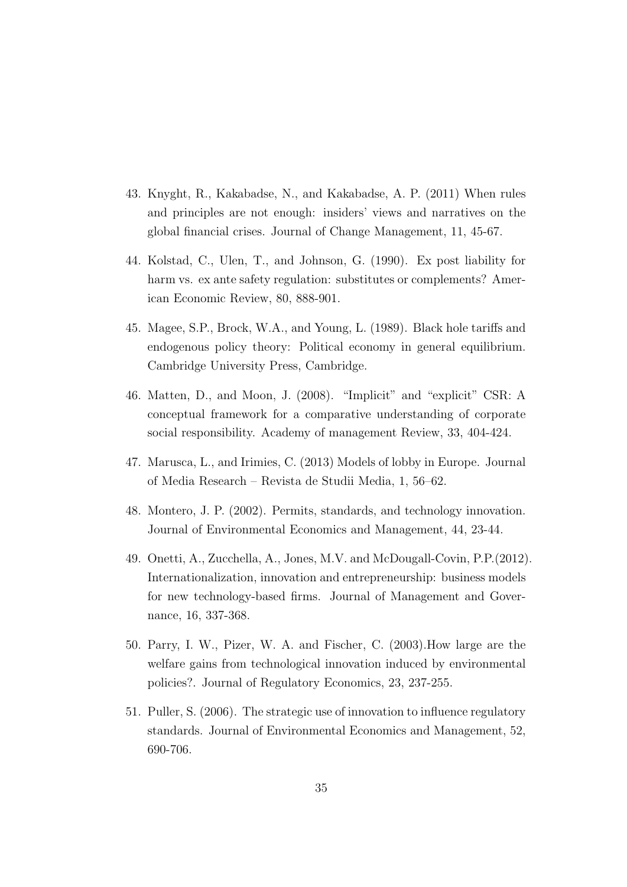43. Knyght, R., Kakabadse, N., and Kakabadse, A. P. (2011) When rules and principles are not enough: insiders' views and narratives on the global financial crises. Journal of Change Management, 11, 45-67.

44. Kolstad, C., Ulen, T., and Johnson, G. (1990). Ex post liability for harm vs. ex ante safety regulation: substitutes or complements? American Economic Review, 80, 888-901.

45. Magee, S.P., Brock, W.A., and Young, L. (1989). Black hole tariffs and endogenous policy theory: Political economy in general equilibrium. Cambridge University Press, Cambridge.

46. Matten, D., and Moon, J. (2008). "Implicit" and "explicit" CSR: A conceptual framework for a comparative understanding of corporate social responsibility. Academy of management Review, 33, 404-424.

47. Marusca, L., and Irimies, C. (2013) Models of lobby in Europe. Journal of Media Research – Revista de Studii Media, 1, 56–62.

48. Montero, J. P. (2002). Permits, standards, and technology innovation. Journal of Environmental Economics and Management, 44, 23-44.

49. Onetti, A., Zucchella, A., Jones, M.V. and McDougall-Covin, P.P.(2012). Internationalization, innovation and entrepreneurship: business models for new technology-based firms. Journal of Management and Governance, 16, 337-368.

50. Parry, I. W., Pizer, W. A. and Fischer, C. (2003).How large are the welfare gains from technological innovation induced by environmental policies?. Journal of Regulatory Economics, 23, 237-255.

51. Puller, S. (2006). The strategic use of innovation to influence regulatory standards. Journal of Environmental Economics and Management, 52, 690-706.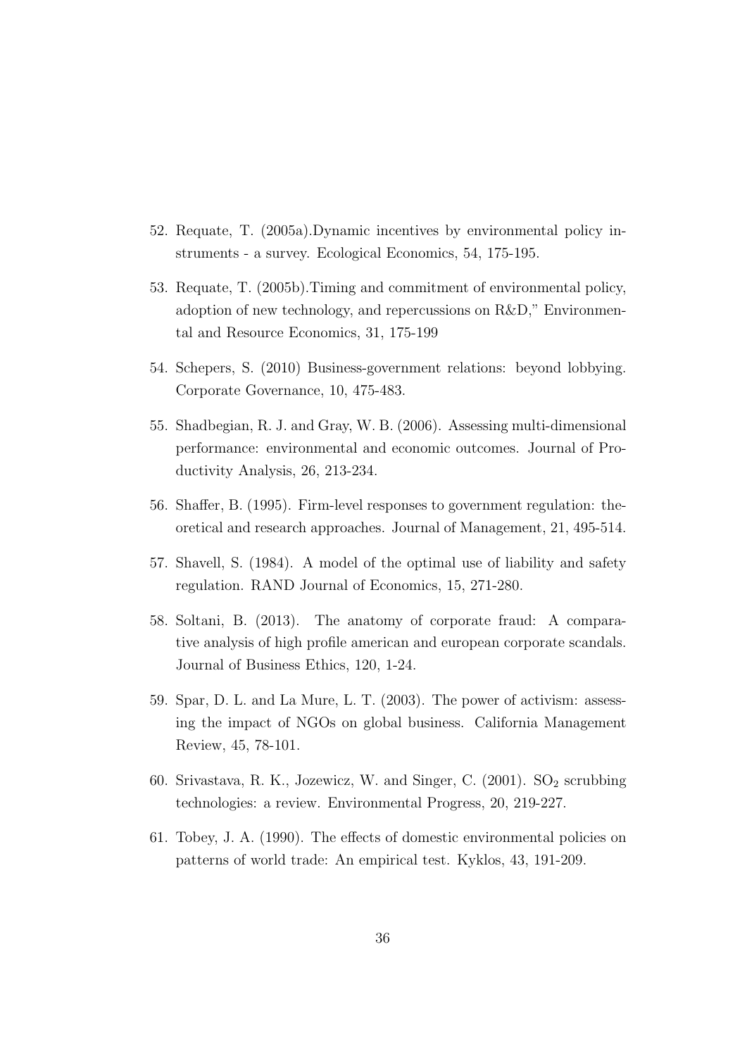52. Requate, T. (2005a).Dynamic incentives by environmental policy instruments - a survey. Ecological Economics, 54, 175-195.

53. Requate, T. (2005b).Timing and commitment of environmental policy, adoption of new technology, and repercussions on R&D," Environmental and Resource Economics, 31, 175-199

54. Schepers, S. (2010) Business-government relations: beyond lobbying. Corporate Governance, 10, 475-483.

55. Shadbegian, R. J. and Gray, W. B. (2006). Assessing multi-dimensional performance: environmental and economic outcomes. Journal of Productivity Analysis, 26, 213-234.

56. Shaffer, B. (1995). Firm-level responses to government regulation: theoretical and research approaches. Journal of Management, 21, 495-514.

57. Shavell, S. (1984). A model of the optimal use of liability and safety regulation. RAND Journal of Economics, 15, 271-280.

58. Soltani, B. (2013). The anatomy of corporate fraud: A comparative analysis of high profile american and european corporate scandals. Journal of Business Ethics, 120, 1-24.

59. Spar, D. L. and La Mure, L. T. (2003). The power of activism: assessing the impact of NGOs on global business. California Management Review, 45, 78-101.

60. Srivastava, R. K., Jozewicz, W. and Singer, C. (2001). $SO_2$ scrubbing technologies: a review. Environmental Progress, 20, 219-227.

61. Tobey, J. A. (1990). The effects of domestic environmental policies on patterns of world trade: An empirical test. Kyklos, 43, 191-209.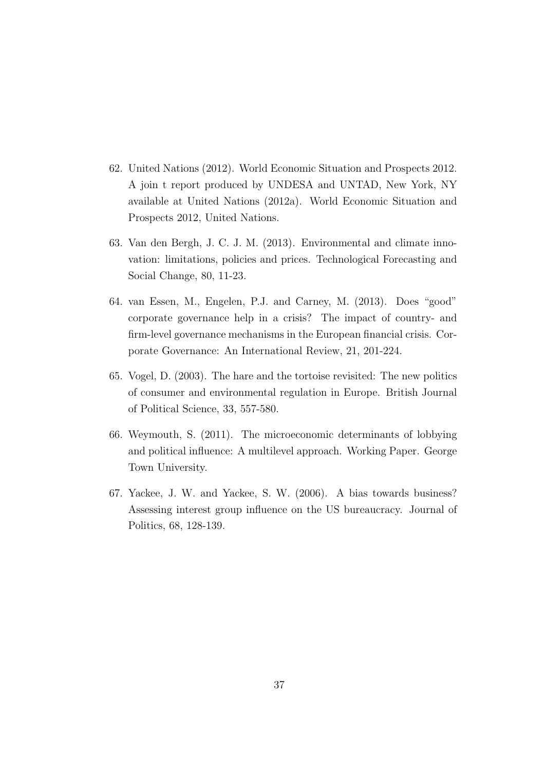62. United Nations (2012). World Economic Situation and Prospects 2012. A join t report produced by UNDESA and UNTAD, New York, NY available at United Nations (2012a). World Economic Situation and Prospects 2012, United Nations.

63. Van den Bergh, J. C. J. M. (2013). Environmental and climate innovation: limitations, policies and prices. Technological Forecasting and Social Change, 80, 11-23.

64. van Essen, M., Engelen, P.J. and Carney, M. (2013). Does "good" corporate governance help in a crisis? The impact of country- and firm-level governance mechanisms in the European financial crisis. Corporate Governance: An International Review, 21, 201-224.

65. Vogel, D. (2003). The hare and the tortoise revisited: The new politics of consumer and environmental regulation in Europe. British Journal of Political Science, 33, 557-580.

66. Weymouth, S. (2011). The microeconomic determinants of lobbying and political influence: A multilevel approach. Working Paper. George Town University.

67. Yackee, J. W. and Yackee, S. W. (2006). A bias towards business? Assessing interest group influence on the US bureaucracy. Journal of Politics, 68, 128-139.